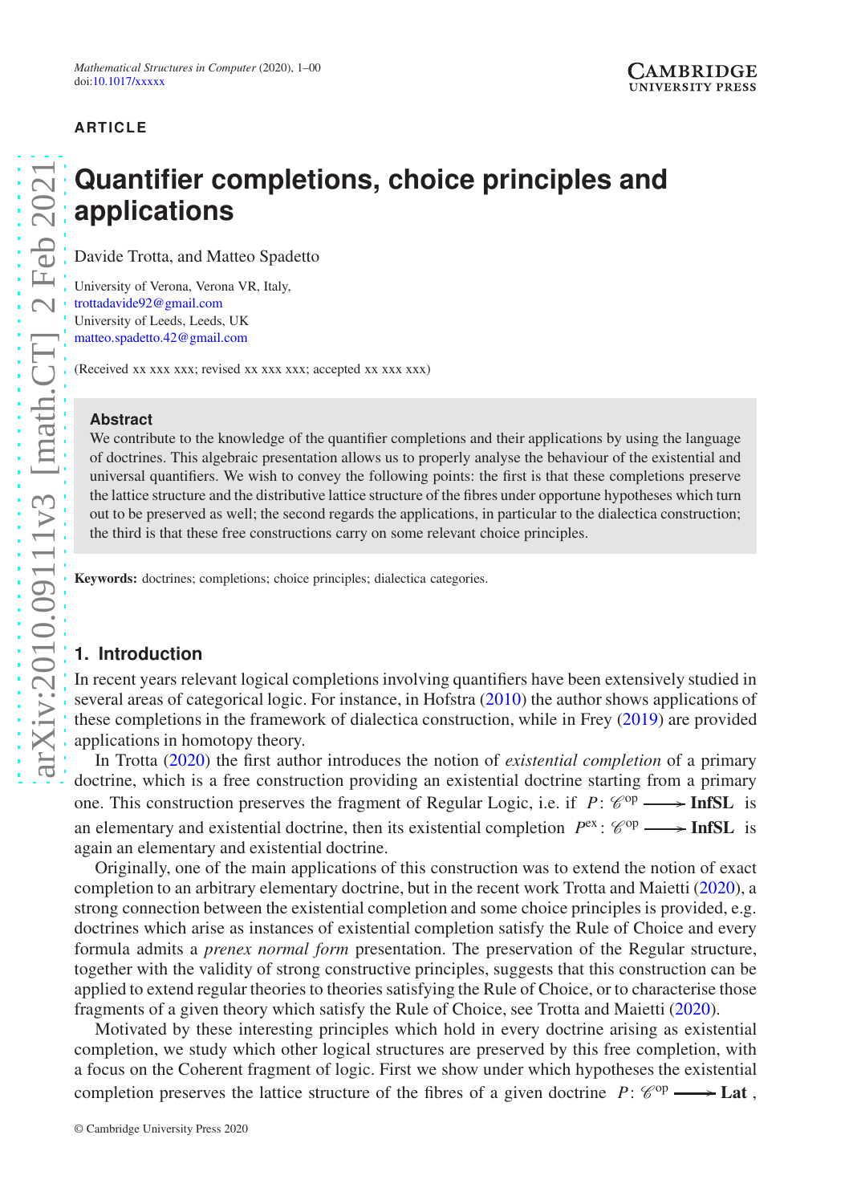ARTICLE

# Quantifier completions, choice principles and applications

Davide Trotta, and Matteo Spadetto

University of Verona, Verona VR, Italy,
trottadavide92@gmail.com
University of Leeds, Leeds, UK
matteo.spadetto.42@gmail.com

(Received xx xxx xxx; revised xx xxx xxx; accepted xx xxx xxx)

## Abstract

We contribute to the knowledge of the quantifier completions and their applications by using the language of doctrines. This algebraic presentation allows us to properly analyse the behaviour of the existential and universal quantifiers. We wish to convey the following points: the first is that these completions preserve the lattice structure and the distributive lattice structure of the fibres under opportune hypotheses which turn out to be preserved as well; the second regards the applications, in particular to the dialectica construction; the third is that these free constructions carry on some relevant choice principles.

**Keywords:** doctrines; completions; choice principles; dialectica categories.

## 1. Introduction

In recent years relevant logical completions involving quantifiers have been extensively studied in several areas of categorical logic. For instance, in Hofstra (2010) the author shows applications of these completions in the framework of dialectica construction, while in Frey (2019) are provided applications in homotopy theory.

In Trotta (2020) the first author introduces the notion of *existential completion* of a primary doctrine, which is a free construction providing an existential doctrine starting from a primary one. This construction preserves the fragment of Regular Logic, i.e. if $P\colon \mathscr{C}^{\mathrm{op}} \longrightarrow \mathbf{InfSL}$ is an elementary and existential doctrine, then its existential completion $P^{\mathrm{ex}}\colon \mathscr{C}^{\mathrm{op}} \longrightarrow \mathbf{InfSL}$ is again an elementary and existential doctrine.

Originally, one of the main applications of this construction was to extend the notion of exact completion to an arbitrary elementary doctrine, but in the recent work Trotta and Maietti (2020), a strong connection between the existential completion and some choice principles is provided, e.g. doctrines which arise as instances of existential completion satisfy the Rule of Choice and every formula admits a *prenex normal form* presentation. The preservation of the Regular structure, together with the validity of strong constructive principles, suggests that this construction can be applied to extend regular theories to theories satisfying the Rule of Choice, or to characterise those fragments of a given theory which satisfy the Rule of Choice, see Trotta and Maietti (2020).

Motivated by these interesting principles which hold in every doctrine arising as existential completion, we study which other logical structures are preserved by this free completion, with a focus on the Coherent fragment of logic. First we show under which hypotheses the existential completion preserves the lattice structure of the fibres of a given doctrine $P\colon \mathscr{C}^{\mathrm{op}} \longrightarrow \mathbf{Lat}$,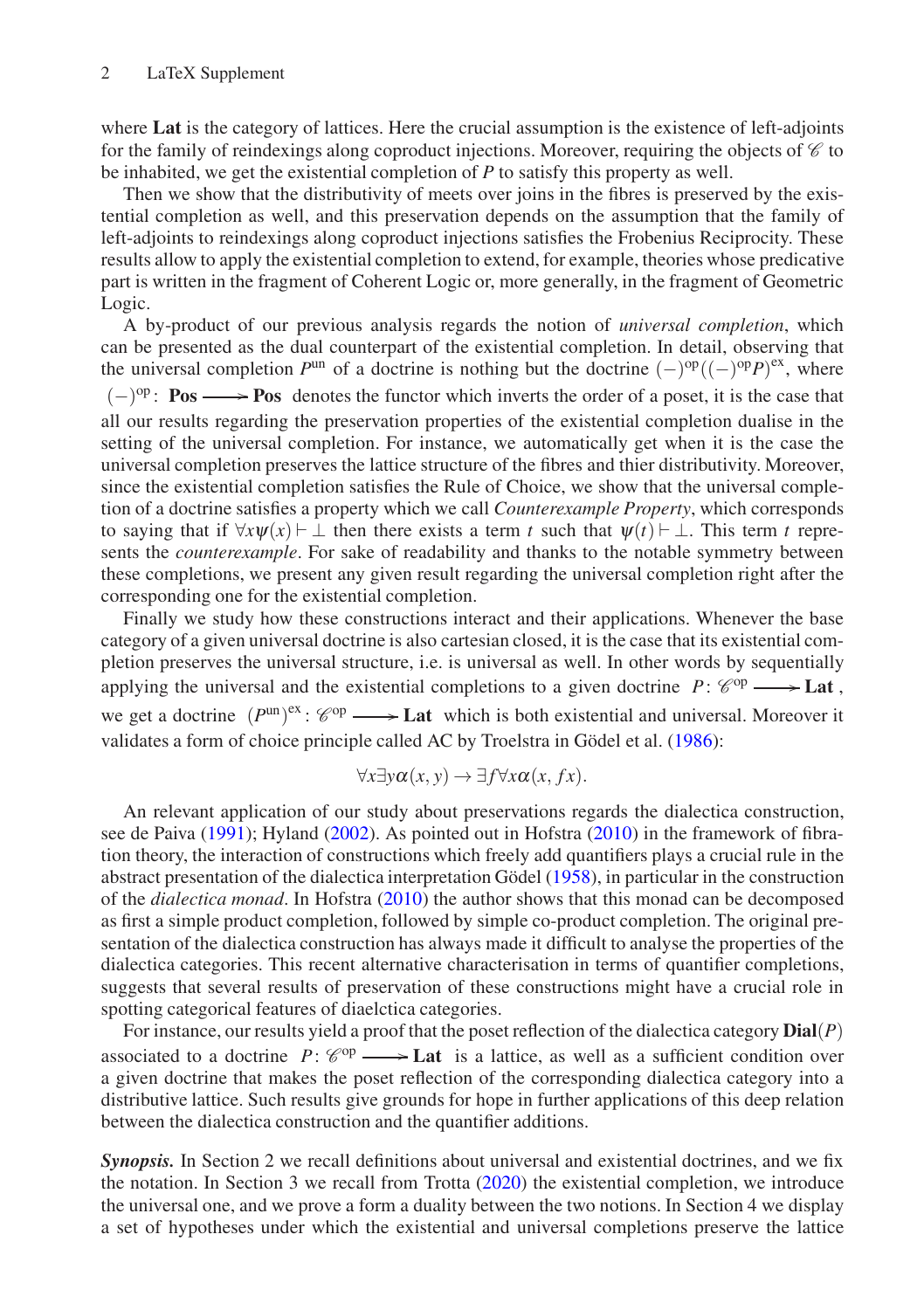where **Lat** is the category of lattices. Here the crucial assumption is the existence of left-adjoints for the family of reindexings along coproduct injections. Moreover, requiring the objects of $\mathscr{C}$ to be inhabited, we get the existential completion of $P$ to satisfy this property as well.

Then we show that the distributivity of meets over joins in the fibres is preserved by the existential completion as well, and this preservation depends on the assumption that the family of left-adjoints to reindexings along coproduct injections satisfies the Frobenius Reciprocity. These results allow to apply the existential completion to extend, for example, theories whose predicative part is written in the fragment of Coherent Logic or, more generally, in the fragment of Geometric Logic.

A by-product of our previous analysis regards the notion of *universal completion*, which can be presented as the dual counterpart of the existential completion. In detail, observing that the universal completion $P^{\text{un}}$ of a doctrine is nothing but the doctrine $(-)^{\text{op}}((-)^{\text{op}}P)^{\text{ex}}$, where $(-)^{\text{op}}\colon \mathbf{Pos} \longrightarrow \mathbf{Pos}$ denotes the functor which inverts the order of a poset, it is the case that all our results regarding the preservation properties of the existential completion dualise in the setting of the universal completion. For instance, we automatically get when it is the case the universal completion preserves the lattice structure of the fibres and thier distributivity. Moreover, since the existential completion satisfies the Rule of Choice, we show that the universal completion of a doctrine satisfies a property which we call *Counterexample Property*, which corresponds to saying that if $\forall x\psi(x) \vdash \bot$ then there exists a term $t$ such that $\psi(t) \vdash \bot$. This term $t$ represents the *counterexample*. For sake of readability and thanks to the notable symmetry between these completions, we present any given result regarding the universal completion right after the corresponding one for the existential completion.

Finally we study how these constructions interact and their applications. Whenever the base category of a given universal doctrine is also cartesian closed, it is the case that its existential completion preserves the universal structure, i.e. is universal as well. In other words by sequentially applying the universal and the existential completions to a given doctrine $P\colon \mathscr{C}^{\text{op}} \longrightarrow \mathbf{Lat}$, we get a doctrine $(P^{\text{un}})^{\text{ex}}\colon \mathscr{C}^{\text{op}} \longrightarrow \mathbf{Lat}$ which is both existential and universal. Moreover it validates a form of choice principle called AC by Troelstra in Gödel et al. (1986):

$$\forall x \exists y \alpha(x,y) \rightarrow \exists f \forall x \alpha(x, fx).$$

An relevant application of our study about preservations regards the dialectica construction, see de Paiva (1991); Hyland (2002). As pointed out in Hofstra (2010) in the framework of fibration theory, the interaction of constructions which freely add quantifiers plays a crucial rule in the abstract presentation of the dialectica interpretation Gödel (1958), in particular in the construction of the *dialectica monad*. In Hofstra (2010) the author shows that this monad can be decomposed as first a simple product completion, followed by simple co-product completion. The original presentation of the dialectica construction has always made it difficult to analyse the properties of the dialectica categories. This recent alternative characterisation in terms of quantifier completions, suggests that several results of preservation of these constructions might have a crucial role in spotting categorical features of diaelctica categories.

For instance, our results yield a proof that the poset reflection of the dialectica category $\mathbf{Dial}(P)$ associated to a doctrine $P\colon \mathscr{C}^{\text{op}} \longrightarrow \mathbf{Lat}$ is a lattice, as well as a sufficient condition over a given doctrine that makes the poset reflection of the corresponding dialectica category into a distributive lattice. Such results give grounds for hope in further applications of this deep relation between the dialectica construction and the quantifier additions.

***Synopsis.*** In Section 2 we recall definitions about universal and existential doctrines, and we fix the notation. In Section 3 we recall from Trotta (2020) the existential completion, we introduce the universal one, and we prove a form a duality between the two notions. In Section 4 we display a set of hypotheses under which the existential and universal completions preserve the lattice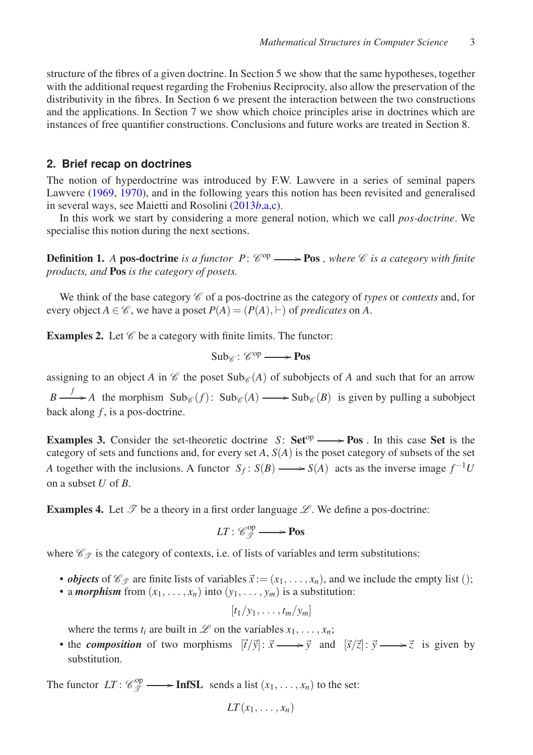structure of the fibres of a given doctrine. In Section 5 we show that the same hypotheses, together with the additional request regarding the Frobenius Reciprocity, also allow the preservation of the distributivity in the fibres. In Section 6 we present the interaction between the two constructions and the applications. In Section 7 we show which choice principles arise in doctrines which are instances of free quantifier constructions. Conclusions and future works are treated in Section 8.

## 2. Brief recap on doctrines

The notion of hyperdoctrine was introduced by F.W. Lawvere in a series of seminal papers Lawvere (1969, 1970), and in the following years this notion has been revisited and generalised in several ways, see Maietti and Rosolini (2013*b*,a,c).

In this work we start by considering a more general notion, which we call *pos-doctrine*. We specialise this notion during the next sections.

**Definition 1.** *A* **pos-doctrine** *is a functor* $P\colon \mathscr{C}^{\mathrm{op}} \longrightarrow \mathbf{Pos}$, *where* $\mathscr{C}$ *is a category with finite products, and* **Pos** *is the category of posets.*

We think of the base category $\mathscr{C}$ of a pos-doctrine as the category of *types* or *contexts* and, for every object $A \in \mathscr{C}$, we have a poset $P(A) = (P(A), \vdash)$ of *predicates* on $A$.

**Examples 2.** Let $\mathscr{C}$ be a category with finite limits. The functor:

$$\mathrm{Sub}_{\mathscr{C}}\colon \mathscr{C}^{\mathrm{op}} \longrightarrow \mathbf{Pos}$$

assigning to an object $A$ in $\mathscr{C}$ the poset $\mathrm{Sub}_{\mathscr{C}}(A)$ of subobjects of $A$ and such that for an arrow $B \xrightarrow{f} A$ the morphism $\mathrm{Sub}_{\mathscr{C}}(f)\colon \mathrm{Sub}_{\mathscr{C}}(A) \longrightarrow \mathrm{Sub}_{\mathscr{C}}(B)$ is given by pulling a subobject back along $f$, is a pos-doctrine.

**Examples 3.** Consider the set-theoretic doctrine $S\colon \mathbf{Set}^{\mathrm{op}} \longrightarrow \mathbf{Pos}$. In this case **Set** is the category of sets and functions and, for every set $A$, $S(A)$ is the poset category of subsets of the set $A$ together with the inclusions. A functor $S_f\colon S(B) \longrightarrow S(A)$ acts as the inverse image $f^{-1}U$ on a subset $U$ of $B$.

**Examples 4.** Let $\mathscr{T}$ be a theory in a first order language $\mathscr{L}$. We define a pos-doctrine:

$$LT\colon \mathscr{C}_{\mathscr{T}}^{\mathrm{op}} \longrightarrow \mathbf{Pos}$$

where $\mathscr{C}_{\mathscr{T}}$ is the category of contexts, i.e. of lists of variables and term substitutions:

- ***objects*** of $\mathscr{C}_{\mathscr{T}}$ are finite lists of variables $\vec{x} := (x_1, \dots, x_n)$, and we include the empty list $()$;
- a ***morphism*** from $(x_1, \dots, x_n)$ into $(y_1, \dots, y_m)$ is a substitution:

  $$[t_1/y_1, \dots, t_m/y_m]$$

  where the terms $t_i$ are built in $\mathscr{L}$ on the variables $x_1, \dots, x_n$;
- the ***composition*** of two morphisms $[\vec{t}/\vec{y}]\colon \vec{x} \longrightarrow \vec{y}$ and $[\vec{s}/\vec{z}]\colon \vec{y} \longrightarrow \vec{z}$ is given by substitution.

The functor $LT\colon \mathscr{C}_{\mathscr{T}}^{\mathrm{op}} \longrightarrow \mathbf{InfSL}$ sends a list $(x_1, \dots, x_n)$ to the set:

$$LT(x_1, \dots, x_n)$$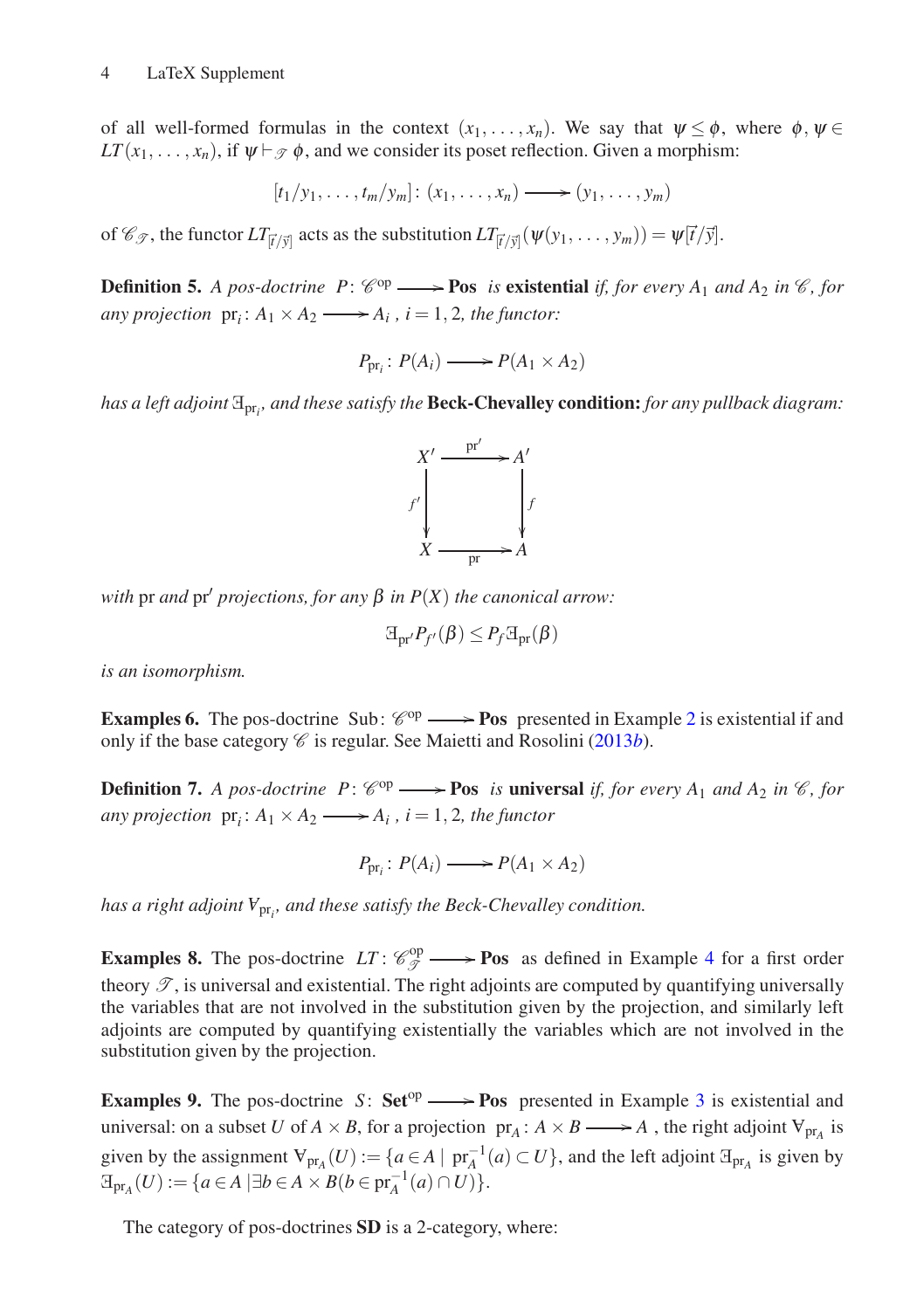of all well-formed formulas in the context $(x_1,\dots,x_n)$. We say that $\psi \le \phi$, where $\phi,\psi \in LT(x_1,\dots,x_n)$, if $\psi \vdash_{\mathscr{T}} \phi$, and we consider its poset reflection. Given a morphism:

$$[t_1/y_1,\dots,t_m/y_m]\colon (x_1,\dots,x_n) \longrightarrow (y_1,\dots,y_m)$$

of $\mathscr{C}_{\mathscr{T}}$, the functor $LT_{[\vec{t}/\vec{y}]}$ acts as the substitution $LT_{[\vec{t}/\vec{y}]}(\psi(y_1,\dots,y_m)) = \psi[\vec{t}/\vec{y}]$.

**Definition 5.** *A pos-doctrine $P\colon \mathscr{C}^{\mathrm{op}} \longrightarrow$ **Pos** is* **existential** *if, for every $A_1$ and $A_2$ in $\mathscr{C}$, for any projection $\mathrm{pr}_i\colon A_1\times A_2 \longrightarrow A_i$, $i=1,2$, the functor:*

$$P_{\mathrm{pr}_i}\colon P(A_i) \longrightarrow P(A_1\times A_2)$$

*has a left adjoint $\exists_{\mathrm{pr}_i}$, and these satisfy the* **Beck-Chevalley condition:** *for any pullback diagram:*

$$\begin{array}{ccc} X' & \xrightarrow{\mathrm{pr}'} & A' \\ {\scriptstyle f'}\downarrow & & \downarrow{\scriptstyle f} \\ X & \xrightarrow[\mathrm{pr}]{} & A \end{array}$$

*with $\mathrm{pr}$ and $\mathrm{pr}'$ projections, for any $\beta$ in $P(X)$ the canonical arrow:*

$$\exists_{\mathrm{pr}'} P_{f'}(\beta) \le P_f \exists_{\mathrm{pr}}(\beta)$$

*is an isomorphism.*

**Examples 6.** The pos-doctrine $\mathrm{Sub}\colon \mathscr{C}^{\mathrm{op}} \longrightarrow$ **Pos** presented in Example 2 is existential if and only if the base category $\mathscr{C}$ is regular. See Maietti and Rosolini (2013*b*).

**Definition 7.** *A pos-doctrine $P\colon \mathscr{C}^{\mathrm{op}} \longrightarrow$ **Pos** is* **universal** *if, for every $A_1$ and $A_2$ in $\mathscr{C}$, for any projection $\mathrm{pr}_i\colon A_1\times A_2 \longrightarrow A_i$, $i=1,2$, the functor*

$$P_{\mathrm{pr}_i}\colon P(A_i) \longrightarrow P(A_1\times A_2)$$

*has a right adjoint $\forall_{\mathrm{pr}_i}$, and these satisfy the Beck-Chevalley condition.*

**Examples 8.** The pos-doctrine $LT\colon \mathscr{C}_{\mathscr{T}}^{\mathrm{op}} \longrightarrow$ **Pos** as defined in Example 4 for a first order theory $\mathscr{T}$, is universal and existential. The right adjoints are computed by quantifying universally the variables that are not involved in the substitution given by the projection, and similarly left adjoints are computed by quantifying existentially the variables which are not involved in the substitution given by the projection.

**Examples 9.** The pos-doctrine $S\colon \mathbf{Set}^{\mathrm{op}} \longrightarrow$ **Pos** presented in Example 3 is existential and universal: on a subset $U$ of $A\times B$, for a projection $\mathrm{pr}_A\colon A\times B \longrightarrow A$, the right adjoint $\forall_{\mathrm{pr}_A}$ is given by the assignment $\forall_{\mathrm{pr}_A}(U) := \{a\in A \mid \mathrm{pr}_A^{-1}(a)\subset U\}$, and the left adjoint $\exists_{\mathrm{pr}_A}$ is given by $\exists_{\mathrm{pr}_A}(U) := \{a\in A \mid \exists b\in A\times B(b\in \mathrm{pr}_A^{-1}(a)\cap U)\}$.

The category of pos-doctrines **SD** is a 2-category, where: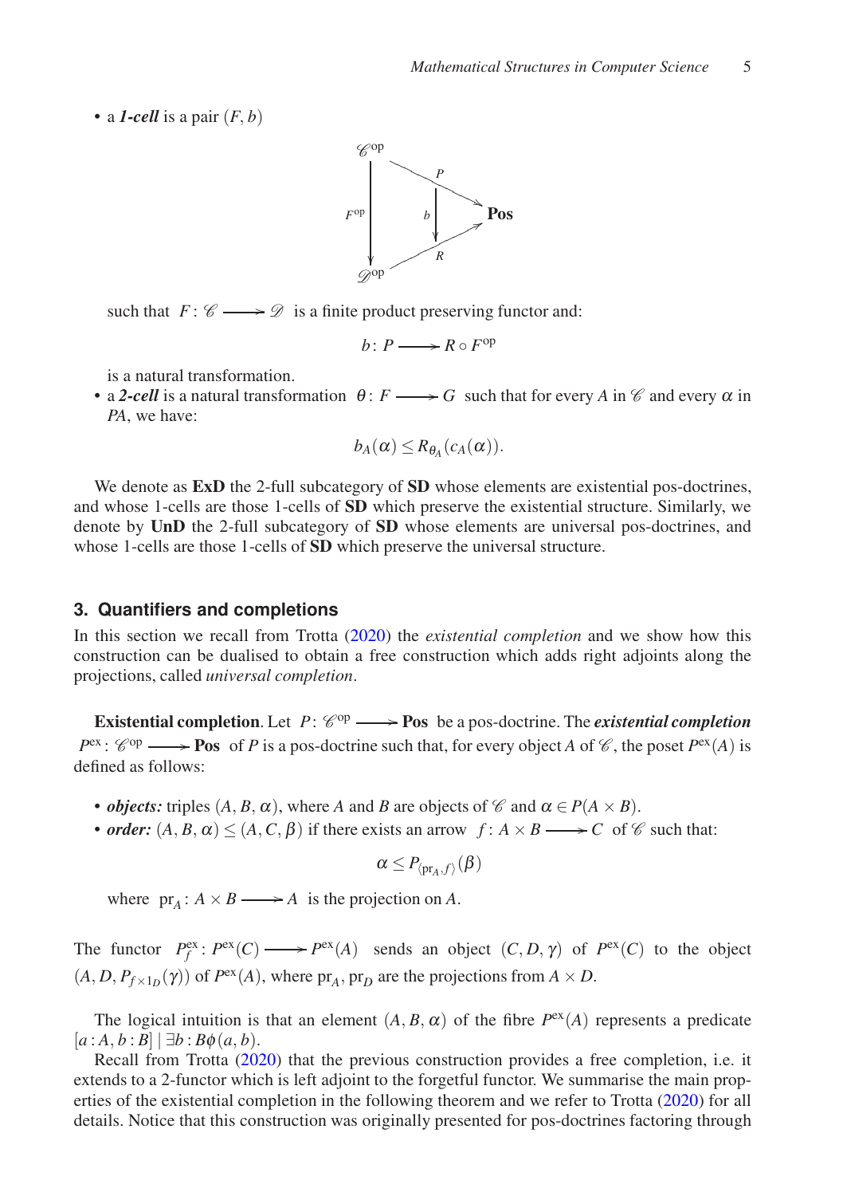- a ***1-cell*** is a pair $(F, b)$

$$\begin{array}{ccc} \mathscr{C}^{\text{op}} & \xrightarrow{P} & \\ F^{\text{op}} \downarrow & \Downarrow b & \mathbf{Pos} \\ \mathscr{D}^{\text{op}} & \xrightarrow{R} & \end{array}$$

  such that $F\colon \mathscr{C} \longrightarrow \mathscr{D}$ is a finite product preserving functor and:

$$b\colon P \longrightarrow R \circ F^{\text{op}}$$

  is a natural transformation.
- a ***2-cell*** is a natural transformation $\theta\colon F \longrightarrow G$ such that for every $A$ in $\mathscr{C}$ and every $\alpha$ in $PA$, we have:

$$b_A(\alpha) \leq R_{\theta_A}(c_A(\alpha)).$$

We denote as **ExD** the 2-full subcategory of **SD** whose elements are existential pos-doctrines, and whose 1-cells are those 1-cells of **SD** which preserve the existential structure. Similarly, we denote by **UnD** the 2-full subcategory of **SD** whose elements are universal pos-doctrines, and whose 1-cells are those 1-cells of **SD** which preserve the universal structure.

## 3. Quantifiers and completions

In this section we recall from Trotta (2020) the *existential completion* and we show how this construction can be dualised to obtain a free construction which adds right adjoints along the projections, called *universal completion*.

**Existential completion**. Let $P\colon \mathscr{C}^{\text{op}} \longrightarrow \mathbf{Pos}$ be a pos-doctrine. The ***existential completion*** $P^{\text{ex}}\colon \mathscr{C}^{\text{op}} \longrightarrow \mathbf{Pos}$ of $P$ is a pos-doctrine such that, for every object $A$ of $\mathscr{C}$, the poset $P^{\text{ex}}(A)$ is defined as follows:

- ***objects:*** triples $(A, B, \alpha)$, where $A$ and $B$ are objects of $\mathscr{C}$ and $\alpha \in P(A \times B)$.
- ***order:*** $(A, B, \alpha) \leq (A, C, \beta)$ if there exists an arrow $f\colon A \times B \longrightarrow C$ of $\mathscr{C}$ such that:

$$\alpha \leq P_{\langle \text{pr}_A, f\rangle}(\beta)$$

  where $\text{pr}_A\colon A \times B \longrightarrow A$ is the projection on $A$.

The functor $P^{\text{ex}}_f\colon P^{\text{ex}}(C) \longrightarrow P^{\text{ex}}(A)$ sends an object $(C, D, \gamma)$ of $P^{\text{ex}}(C)$ to the object $(A, D, P_{f\times 1_D}(\gamma))$ of $P^{\text{ex}}(A)$, where $\text{pr}_A, \text{pr}_D$ are the projections from $A \times D$.

The logical intuition is that an element $(A, B, \alpha)$ of the fibre $P^{\text{ex}}(A)$ represents a predicate $[a : A, b : B] \mid \exists b : B\phi(a, b)$.

Recall from Trotta (2020) that the previous construction provides a free completion, i.e. it extends to a 2-functor which is left adjoint to the forgetful functor. We summarise the main properties of the existential completion in the following theorem and we refer to Trotta (2020) for all details. Notice that this construction was originally presented for pos-doctrines factoring through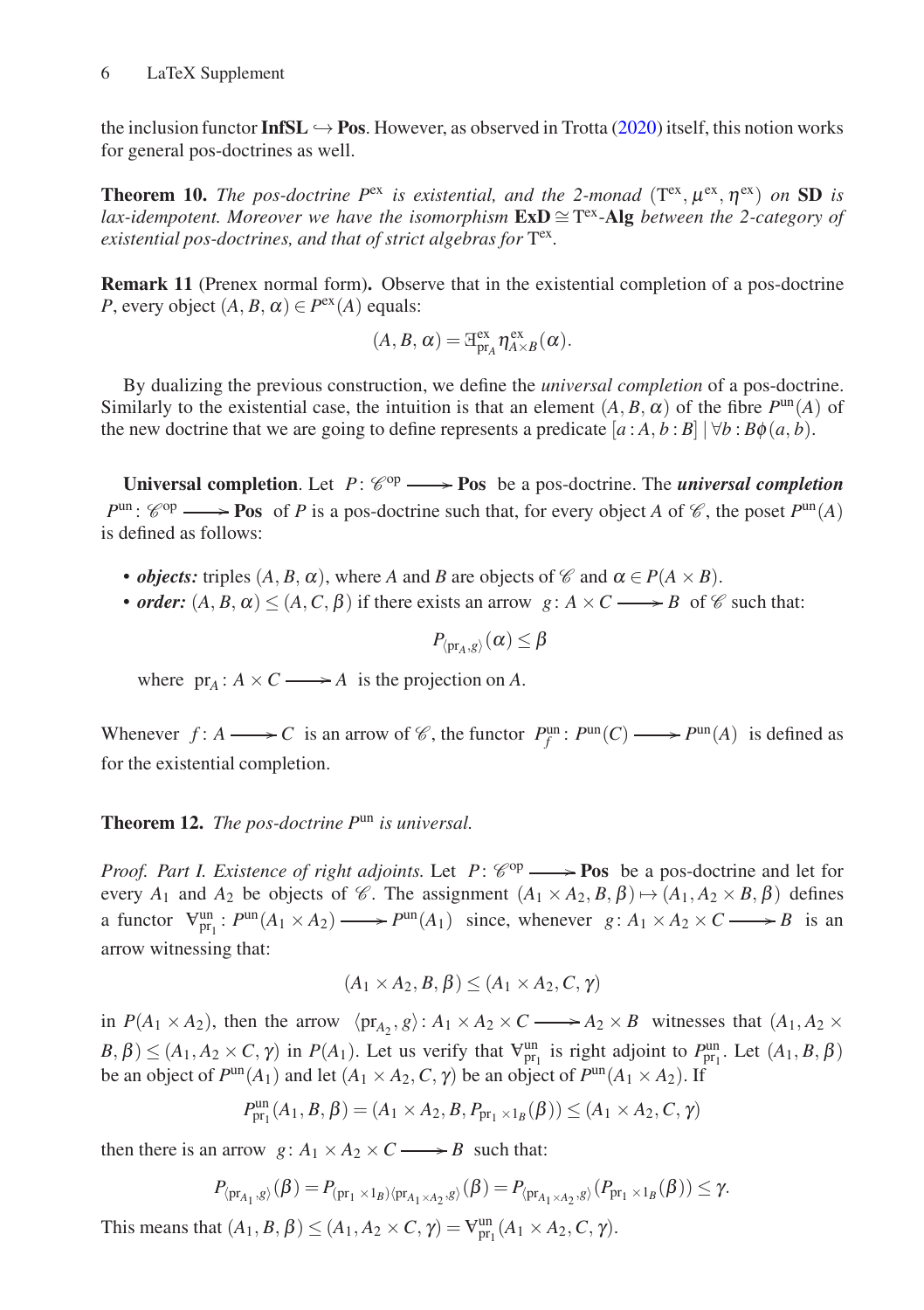the inclusion functor $\mathbf{InfSL} \hookrightarrow \mathbf{Pos}$. However, as observed in Trotta (2020) itself, this notion works for general pos-doctrines as well.

**Theorem 10.** *The pos-doctrine $P^{\mathrm{ex}}$ is existential, and the 2-monad $(\mathrm{T}^{\mathrm{ex}}, \mu^{\mathrm{ex}}, \eta^{\mathrm{ex}})$ on* **SD** *is lax-idempotent. Moreover we have the isomorphism $\mathbf{ExD} \cong \mathrm{T}^{\mathrm{ex}}$-**Alg** between the 2-category of existential pos-doctrines, and that of strict algebras for $\mathrm{T}^{\mathrm{ex}}$.*

**Remark 11** (Prenex normal form)**.** Observe that in the existential completion of a pos-doctrine $P$, every object $(A, B, \alpha) \in P^{\mathrm{ex}}(A)$ equals:

$$(A, B, \alpha) = \exists^{\mathrm{ex}}_{\mathrm{pr}_A} \eta^{\mathrm{ex}}_{A \times B}(\alpha).$$

By dualizing the previous construction, we define the *universal completion* of a pos-doctrine. Similarly to the existential case, the intuition is that an element $(A, B, \alpha)$ of the fibre $P^{\mathrm{un}}(A)$ of the new doctrine that we are going to define represents a predicate $[a : A, b : B] \mid \forall b : B\phi(a, b)$.

**Universal completion**. Let $P \colon \mathscr{C}^{\mathrm{op}} \longrightarrow \mathbf{Pos}$ be a pos-doctrine. The ***universal completion*** $P^{\mathrm{un}} \colon \mathscr{C}^{\mathrm{op}} \longrightarrow \mathbf{Pos}$ of $P$ is a pos-doctrine such that, for every object $A$ of $\mathscr{C}$, the poset $P^{\mathrm{un}}(A)$ is defined as follows:

- ***objects:*** triples $(A, B, \alpha)$, where $A$ and $B$ are objects of $\mathscr{C}$ and $\alpha \in P(A \times B)$.
- ***order:*** $(A, B, \alpha) \leq (A, C, \beta)$ if there exists an arrow $g \colon A \times C \longrightarrow B$ of $\mathscr{C}$ such that:

  $$P_{\langle \mathrm{pr}_A, g \rangle}(\alpha) \leq \beta$$

  where $\mathrm{pr}_A \colon A \times C \longrightarrow A$ is the projection on $A$.

Whenever $f \colon A \longrightarrow C$ is an arrow of $\mathscr{C}$, the functor $P^{\mathrm{un}}_f \colon P^{\mathrm{un}}(C) \longrightarrow P^{\mathrm{un}}(A)$ is defined as for the existential completion.

**Theorem 12.** *The pos-doctrine $P^{\mathrm{un}}$ is universal.*

*Proof. Part I. Existence of right adjoints.* Let $P \colon \mathscr{C}^{\mathrm{op}} \longrightarrow \mathbf{Pos}$ be a pos-doctrine and let for every $A_1$ and $A_2$ be objects of $\mathscr{C}$. The assignment $(A_1 \times A_2, B, \beta) \mapsto (A_1, A_2 \times B, \beta)$ defines a functor $\forall^{\mathrm{un}}_{\mathrm{pr}_1} \colon P^{\mathrm{un}}(A_1 \times A_2) \longrightarrow P^{\mathrm{un}}(A_1)$ since, whenever $g \colon A_1 \times A_2 \times C \longrightarrow B$ is an arrow witnessing that:

$$(A_1 \times A_2, B, \beta) \leq (A_1 \times A_2, C, \gamma)$$

in $P(A_1 \times A_2)$, then the arrow $\langle \mathrm{pr}_{A_2}, g \rangle \colon A_1 \times A_2 \times C \longrightarrow A_2 \times B$ witnesses that $(A_1, A_2 \times B, \beta) \leq (A_1, A_2 \times C, \gamma)$ in $P(A_1)$. Let us verify that $\forall^{\mathrm{un}}_{\mathrm{pr}_1}$ is right adjoint to $P^{\mathrm{un}}_{\mathrm{pr}_1}$. Let $(A_1, B, \beta)$ be an object of $P^{\mathrm{un}}(A_1)$ and let $(A_1 \times A_2, C, \gamma)$ be an object of $P^{\mathrm{un}}(A_1 \times A_2)$. If

$$P^{\mathrm{un}}_{\mathrm{pr}_1}(A_1, B, \beta) = (A_1 \times A_2, B, P_{\mathrm{pr}_1 \times 1_B}(\beta)) \leq (A_1 \times A_2, C, \gamma)$$

then there is an arrow $g \colon A_1 \times A_2 \times C \longrightarrow B$ such that:

$$P_{\langle \mathrm{pr}_{A_1}, g \rangle}(\beta) = P_{(\mathrm{pr}_1 \times 1_B)\langle \mathrm{pr}_{A_1 \times A_2}, g \rangle}(\beta) = P_{\langle \mathrm{pr}_{A_1 \times A_2}, g \rangle}(P_{\mathrm{pr}_1 \times 1_B}(\beta)) \leq \gamma.$$

This means that $(A_1, B, \beta) \leq (A_1, A_2 \times C, \gamma) = \forall^{\mathrm{un}}_{\mathrm{pr}_1}(A_1 \times A_2, C, \gamma)$.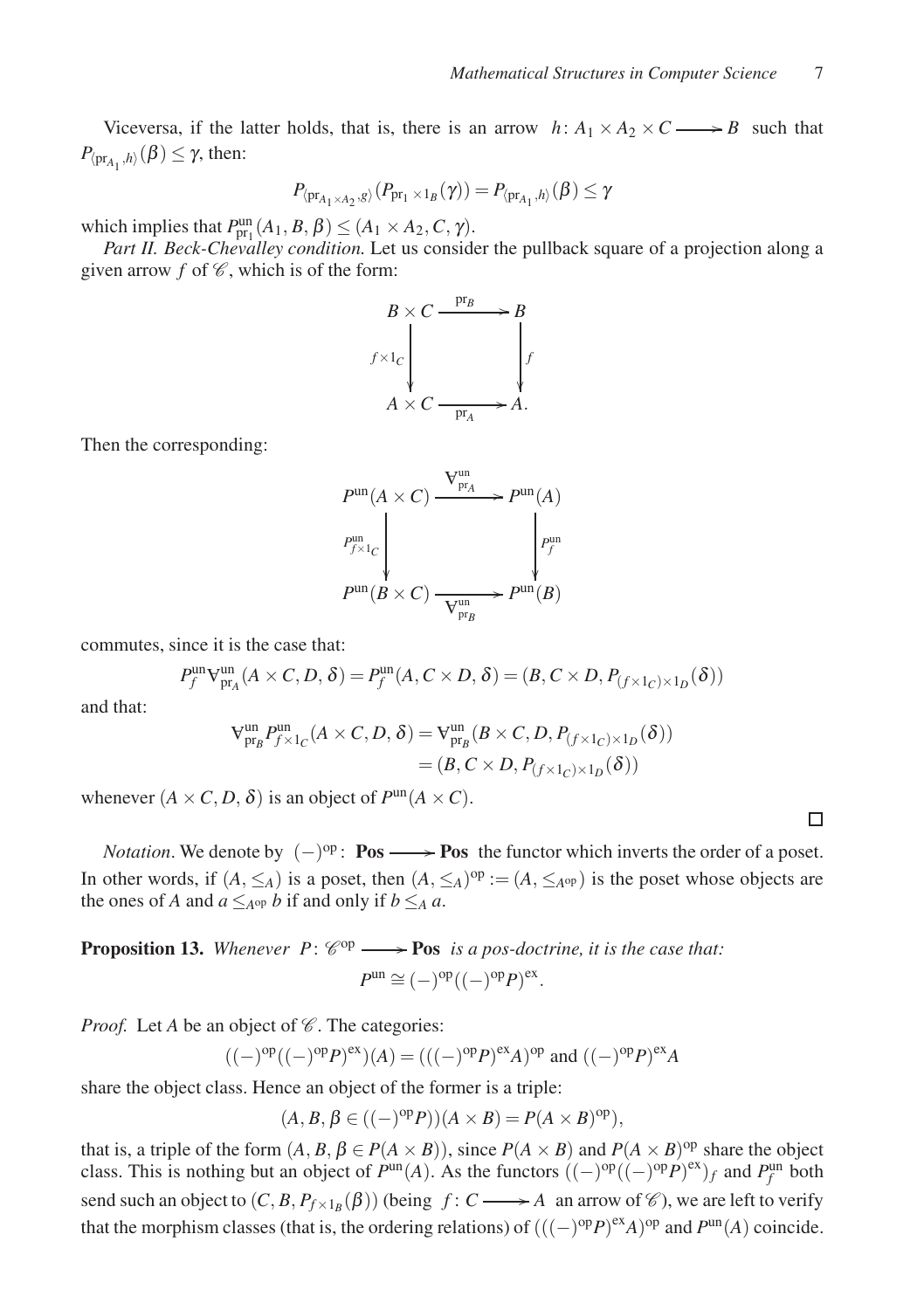Viceversa, if the latter holds, that is, there is an arrow $h\colon A_1 \times A_2 \times C \longrightarrow B$ such that $P_{\langle \mathrm{pr}_{A_1}, h\rangle}(\beta) \le \gamma$, then:

$$P_{\langle \mathrm{pr}_{A_1 \times A_2}, g\rangle}(P_{\mathrm{pr}_1 \times 1_B}(\gamma)) = P_{\langle \mathrm{pr}_{A_1}, h\rangle}(\beta) \le \gamma$$

which implies that $P^{\mathrm{un}}_{\mathrm{pr}_1}(A_1, B, \beta) \le (A_1 \times A_2, C, \gamma)$.

*Part II. Beck-Chevalley condition.* Let us consider the pullback square of a projection along a given arrow $f$ of $\mathscr{C}$, which is of the form:

$$\begin{array}{ccc} B \times C & \xrightarrow{\mathrm{pr}_B} & B \\ {\scriptstyle f \times 1_C}\downarrow & & \downarrow{\scriptstyle f} \\ A \times C & \xrightarrow[\mathrm{pr}_A]{} & A. \end{array}$$

Then the corresponding:

$$\begin{array}{ccc} P^{\mathrm{un}}(A \times C) & \xrightarrow{\forall^{\mathrm{un}}_{\mathrm{pr}_A}} & P^{\mathrm{un}}(A) \\ {\scriptstyle P^{\mathrm{un}}_{f \times 1_C}}\downarrow & & \downarrow{\scriptstyle P^{\mathrm{un}}_f} \\ P^{\mathrm{un}}(B \times C) & \xrightarrow[\forall^{\mathrm{un}}_{\mathrm{pr}_B}]{} & P^{\mathrm{un}}(B) \end{array}$$

commutes, since it is the case that:

$$P^{\mathrm{un}}_f \forall^{\mathrm{un}}_{\mathrm{pr}_A}(A \times C, D, \delta) = P^{\mathrm{un}}_f(A, C \times D, \delta) = (B, C \times D, P_{(f \times 1_C) \times 1_D}(\delta))$$

and that:

$$\begin{aligned} \forall^{\mathrm{un}}_{\mathrm{pr}_B} P^{\mathrm{un}}_{f \times 1_C}(A \times C, D, \delta) &= \forall^{\mathrm{un}}_{\mathrm{pr}_B}(B \times C, D, P_{(f \times 1_C) \times 1_D}(\delta)) \\ &= (B, C \times D, P_{(f \times 1_C) \times 1_D}(\delta)) \end{aligned}$$

whenever $(A \times C, D, \delta)$ is an object of $P^{\mathrm{un}}(A \times C)$.

□

*Notation.* We denote by $(-)^{\mathrm{op}}\colon \mathbf{Pos} \longrightarrow \mathbf{Pos}$ the functor which inverts the order of a poset. In other words, if $(A, \le_A)$ is a poset, then $(A, \le_A)^{\mathrm{op}} := (A, \le_{A^{\mathrm{op}}})$ is the poset whose objects are the ones of $A$ and $a \le_{A^{\mathrm{op}}} b$ if and only if $b \le_A a$.

**Proposition 13.** *Whenever $P\colon \mathscr{C}^{\mathrm{op}} \longrightarrow \mathbf{Pos}$ is a pos-doctrine, it is the case that:*

$$P^{\mathrm{un}} \cong (-)^{\mathrm{op}}((-)^{\mathrm{op}}P)^{\mathrm{ex}}.$$

*Proof.* Let $A$ be an object of $\mathscr{C}$. The categories:

$$((-)^{\mathrm{op}}((-)^{\mathrm{op}}P)^{\mathrm{ex}})(A) = (((-)^{\mathrm{op}}P)^{\mathrm{ex}}A)^{\mathrm{op}} \text{ and } ((-)^{\mathrm{op}}P)^{\mathrm{ex}}A$$

share the object class. Hence an object of the former is a triple:

$$(A, B, \beta \in ((-)^{\mathrm{op}}P))(A \times B) = P(A \times B)^{\mathrm{op}}),$$

that is, a triple of the form $(A, B, \beta \in P(A \times B))$, since $P(A \times B)$ and $P(A \times B)^{\mathrm{op}}$ share the object class. This is nothing but an object of $P^{\mathrm{un}}(A)$. As the functors $((-)^{\mathrm{op}}((-)^{\mathrm{op}}P)^{\mathrm{ex}})_f$ and $P^{\mathrm{un}}_f$ both send such an object to $(C, B, P_{f \times 1_B}(\beta))$ (being $f\colon C \longrightarrow A$ an arrow of $\mathscr{C}$), we are left to verify that the morphism classes (that is, the ordering relations) of $(((-)^{\mathrm{op}}P)^{\mathrm{ex}}A)^{\mathrm{op}}$ and $P^{\mathrm{un}}(A)$ coincide.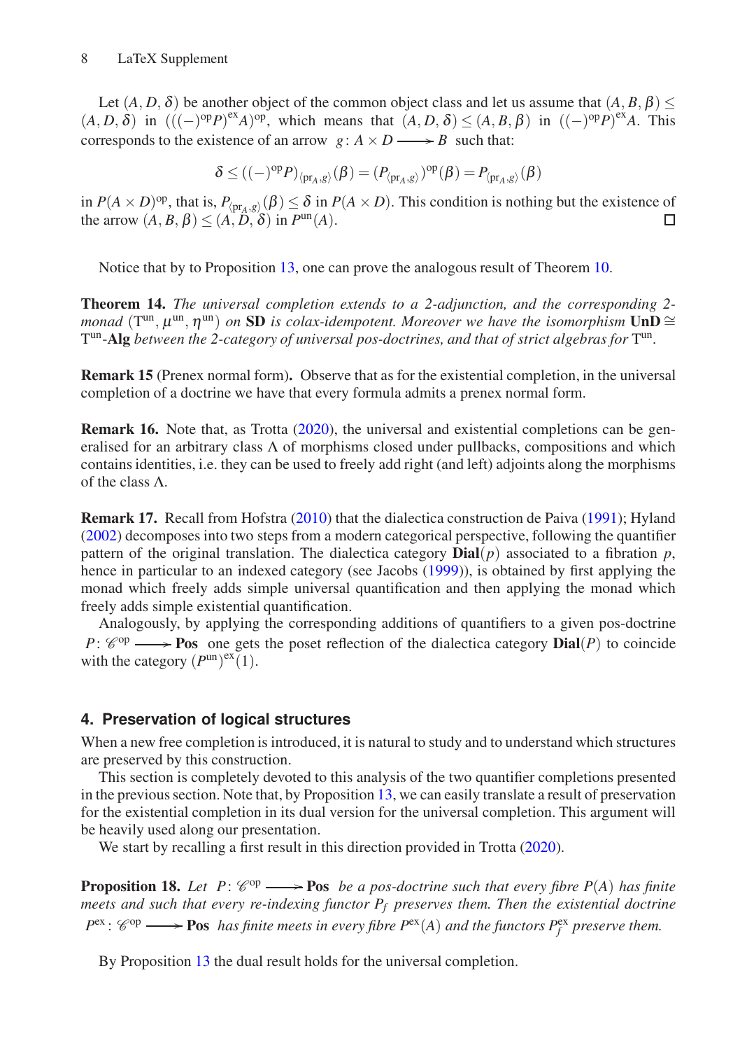Let $(A, D, \delta)$ be another object of the common object class and let us assume that $(A, B, \beta) \leq (A, D, \delta)$ in $(((-)^{\mathrm{op}}P)^{\mathrm{ex}}A)^{\mathrm{op}}$, which means that $(A, D, \delta) \leq (A, B, \beta)$ in $((-)^{\mathrm{op}}P)^{\mathrm{ex}}A$. This corresponds to the existence of an arrow $g\colon A \times D \longrightarrow B$ such that:

$$\delta \leq ((-)^{\mathrm{op}}P)_{\langle \mathrm{pr}_A, g\rangle}(\beta) = (P_{\langle \mathrm{pr}_A, g\rangle})^{\mathrm{op}}(\beta) = P_{\langle \mathrm{pr}_A, g\rangle}(\beta)$$

in $P(A \times D)^{\mathrm{op}}$, that is, $P_{\langle \mathrm{pr}_A, g\rangle}(\beta) \leq \delta$ in $P(A \times D)$. This condition is nothing but the existence of the arrow $(A, B, \beta) \leq (A, D, \delta)$ in $P^{\mathrm{un}}(A)$. $\square$

Notice that by to Proposition 13, one can prove the analogous result of Theorem 10.

**Theorem 14.** *The universal completion extends to a 2-adjunction, and the corresponding 2-monad* $(\mathrm{T}^{\mathrm{un}}, \mu^{\mathrm{un}}, \eta^{\mathrm{un}})$ *on* **SD** *is colax-idempotent. Moreover we have the isomorphism* $\mathbf{UnD} \cong \mathrm{T}^{\mathrm{un}}$-**Alg** *between the 2-category of universal pos-doctrines, and that of strict algebras for* $\mathrm{T}^{\mathrm{un}}$.

**Remark 15** (Prenex normal form)**.** Observe that as for the existential completion, in the universal completion of a doctrine we have that every formula admits a prenex normal form.

**Remark 16.** Note that, as Trotta (2020), the universal and existential completions can be generalised for an arbitrary class $\Lambda$ of morphisms closed under pullbacks, compositions and which contains identities, i.e. they can be used to freely add right (and left) adjoints along the morphisms of the class $\Lambda$.

**Remark 17.** Recall from Hofstra (2010) that the dialectica construction de Paiva (1991); Hyland (2002) decomposes into two steps from a modern categorical perspective, following the quantifier pattern of the original translation. The dialectica category $\mathbf{Dial}(p)$ associated to a fibration $p$, hence in particular to an indexed category (see Jacobs (1999)), is obtained by first applying the monad which freely adds simple universal quantification and then applying the monad which freely adds simple existential quantification.

Analogously, by applying the corresponding additions of quantifiers to a given pos-doctrine $P\colon \mathscr{C}^{\mathrm{op}} \longrightarrow \mathbf{Pos}$ one gets the poset reflection of the dialectica category $\mathbf{Dial}(P)$ to coincide with the category $(P^{\mathrm{un}})^{\mathrm{ex}}(1)$.

## 4. Preservation of logical structures

When a new free completion is introduced, it is natural to study and to understand which structures are preserved by this construction.

This section is completely devoted to this analysis of the two quantifier completions presented in the previous section. Note that, by Proposition 13, we can easily translate a result of preservation for the existential completion in its dual version for the universal completion. This argument will be heavily used along our presentation.

We start by recalling a first result in this direction provided in Trotta (2020).

**Proposition 18.** *Let* $P\colon \mathscr{C}^{\mathrm{op}} \longrightarrow \mathbf{Pos}$ *be a pos-doctrine such that every fibre* $P(A)$ *has finite meets and such that every re-indexing functor* $P_f$ *preserves them. Then the existential doctrine* $P^{\mathrm{ex}}\colon \mathscr{C}^{\mathrm{op}} \longrightarrow \mathbf{Pos}$ *has finite meets in every fibre* $P^{\mathrm{ex}}(A)$ *and the functors* $P^{\mathrm{ex}}_f$ *preserve them.*

By Proposition 13 the dual result holds for the universal completion.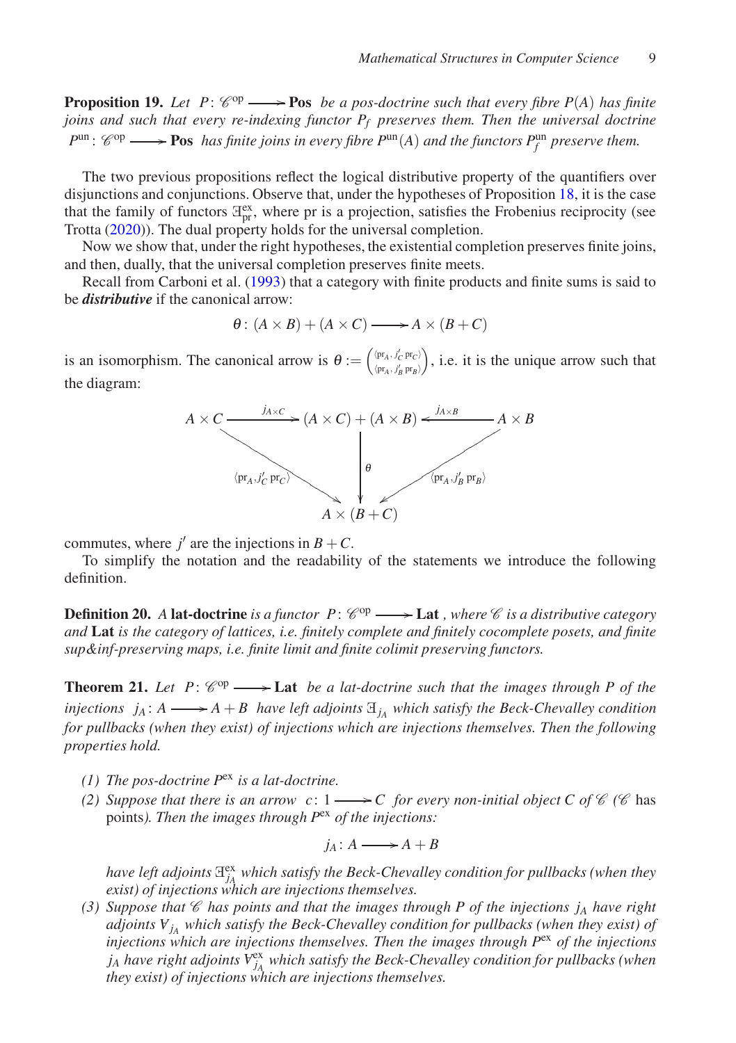**Proposition 19.** *Let* $P\colon \mathscr{C}^{\text{op}} \longrightarrow \mathbf{Pos}$ *be a pos-doctrine such that every fibre* $P(A)$ *has finite joins and such that every re-indexing functor* $P_f$ *preserves them. Then the universal doctrine* $P^{\text{un}}\colon \mathscr{C}^{\text{op}} \longrightarrow \mathbf{Pos}$ *has finite joins in every fibre* $P^{\text{un}}(A)$ *and the functors* $P^{\text{un}}_f$ *preserve them.*

The two previous propositions reflect the logical distributive property of the quantifiers over disjunctions and conjunctions. Observe that, under the hypotheses of Proposition 18, it is the case that the family of functors $\exists^{\text{ex}}_{\text{pr}}$, where pr is a projection, satisfies the Frobenius reciprocity (see Trotta (2020)). The dual property holds for the universal completion.

Now we show that, under the right hypotheses, the existential completion preserves finite joins, and then, dually, that the universal completion preserves finite meets.

Recall from Carboni et al. (1993) that a category with finite products and finite sums is said to be ***distributive*** if the canonical arrow:

$$\theta\colon (A\times B) + (A\times C) \longrightarrow A\times (B+C)$$

is an isomorphism. The canonical arrow is $\theta := \binom{\langle \text{pr}_A,\, j'_C\, \text{pr}_C\rangle}{\langle \text{pr}_A,\, j'_B\, \text{pr}_B\rangle}$, i.e. it is the unique arrow such that the diagram:

$$\begin{array}{ccccc} A\times C & \xrightarrow{j_{A\times C}} & (A\times C)+(A\times B) & \xleftarrow{j_{A\times B}} & A\times B \\ & {\scriptstyle\langle \text{pr}_A, j'_C \text{pr}_C\rangle}\searrow & \downarrow{\scriptstyle\theta} & \swarrow{\scriptstyle\langle \text{pr}_A, j'_B \text{pr}_B\rangle} & \\ & & A\times(B+C) & & \end{array}$$

commutes, where $j'$ are the injections in $B+C$.

To simplify the notation and the readability of the statements we introduce the following definition.

**Definition 20.** *A* **lat-doctrine** *is a functor* $P\colon \mathscr{C}^{\text{op}} \longrightarrow \mathbf{Lat}$ *, where* $\mathscr{C}$ *is a distributive category and* **Lat** *is the category of lattices, i.e. finitely complete and finitely cocomplete posets, and finite sup&inf-preserving maps, i.e. finite limit and finite colimit preserving functors.*

**Theorem 21.** *Let* $P\colon \mathscr{C}^{\text{op}} \longrightarrow \mathbf{Lat}$ *be a lat-doctrine such that the images through* $P$ *of the injections* $j_A\colon A \longrightarrow A+B$ *have left adjoints* $\exists_{j_A}$ *which satisfy the Beck-Chevalley condition for pullbacks (when they exist) of injections which are injections themselves. Then the following properties hold.*

*(1) The pos-doctrine* $P^{\text{ex}}$ *is a lat-doctrine.*

*(2) Suppose that there is an arrow* $c\colon 1 \longrightarrow C$ *for every non-initial object* $C$ *of* $\mathscr{C}$ *(*$\mathscr{C}$ has points*). Then the images through* $P^{\text{ex}}$ *of the injections:*

$$j_A\colon A \longrightarrow A+B$$

*have left adjoints* $\exists^{\text{ex}}_{j_A}$ *which satisfy the Beck-Chevalley condition for pullbacks (when they exist) of injections which are injections themselves.*

*(3) Suppose that* $\mathscr{C}$ *has points and that the images through* $P$ *of the injections* $j_A$ *have right adjoints* $\forall_{j_A}$ *which satisfy the Beck-Chevalley condition for pullbacks (when they exist) of injections which are injections themselves. Then the images through* $P^{\text{ex}}$ *of the injections* $j_A$ *have right adjoints* $\forall^{\text{ex}}_{j_A}$ *which satisfy the Beck-Chevalley condition for pullbacks (when they exist) of injections which are injections themselves.*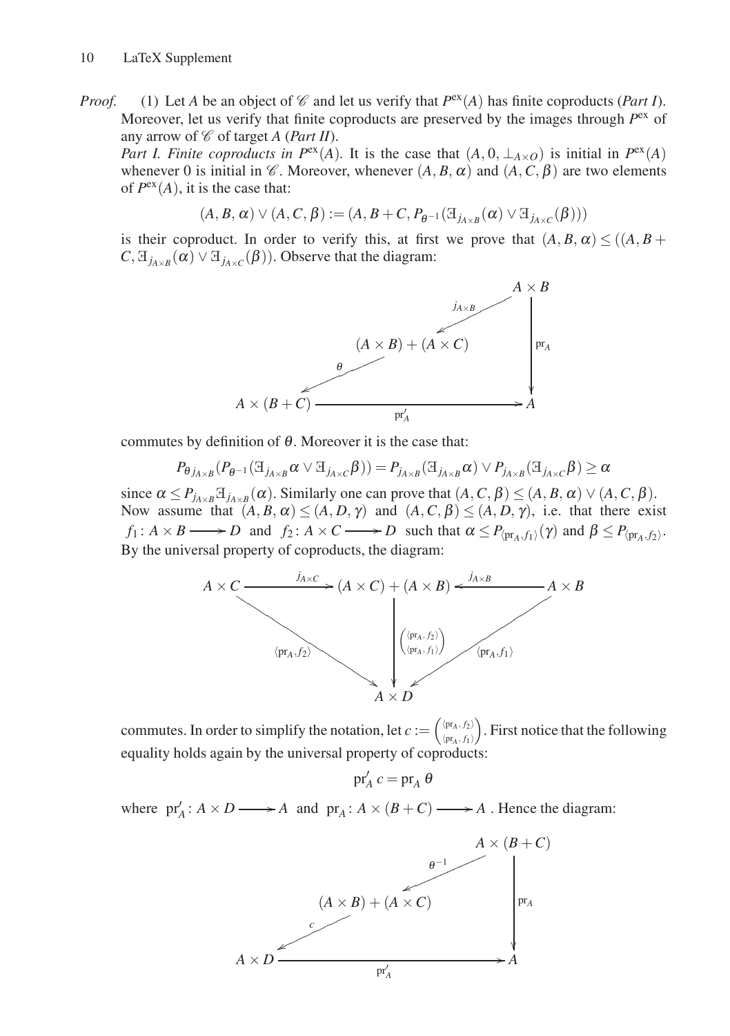*Proof.* (1) Let $A$ be an object of $\mathscr{C}$ and let us verify that $P^{\text{ex}}(A)$ has finite coproducts (*Part I*). Moreover, let us verify that finite coproducts are preserved by the images through $P^{\text{ex}}$ of any arrow of $\mathscr{C}$ of target $A$ (*Part II*).

*Part I. Finite coproducts in* $P^{\text{ex}}(A)$. It is the case that $(A, 0, \bot_{A\times O})$ is initial in $P^{\text{ex}}(A)$ whenever 0 is initial in $\mathscr{C}$. Moreover, whenever $(A,B,\alpha)$ and $(A,C,\beta)$ are two elements of $P^{\text{ex}}(A)$, it is the case that:

$$(A,B,\alpha)\vee(A,C,\beta) := (A, B+C, P_{\theta^{-1}}(\exists_{j_{A\times B}}(\alpha)\vee\exists_{j_{A\times C}}(\beta)))$$

is their coproduct. In order to verify this, at first we prove that $(A,B,\alpha)\leq((A,B+C,\exists_{j_{A\times B}}(\alpha)\vee\exists_{j_{A\times C}}(\beta))$. Observe that the diagram:

$$\begin{array}{ccc} & & A\times B \\ & \swarrow^{j_{A\times B}} & \downarrow \text{pr}_A \\ (A\times B)+(A\times C) & & \\ \swarrow^{\theta} & & \\ A\times(B+C) & \xrightarrow{\text{pr}'_A} & A \end{array}$$

commutes by definition of $\theta$. Moreover it is the case that:

$$P_{\theta j_{A\times B}}(P_{\theta^{-1}}(\exists_{j_{A\times B}}\alpha\vee\exists_{j_{A\times C}}\beta)) = P_{j_{A\times B}}(\exists_{j_{A\times B}}\alpha)\vee P_{j_{A\times B}}(\exists_{j_{A\times C}}\beta)\geq\alpha$$

since $\alpha\leq P_{j_{A\times B}}\exists_{j_{A\times B}}(\alpha)$. Similarly one can prove that $(A,C,\beta)\leq(A,B,\alpha)\vee(A,C,\beta)$. Now assume that $(A,B,\alpha)\leq(A,D,\gamma)$ and $(A,C,\beta)\leq(A,D,\gamma)$, i.e. that there exist $f_1\colon A\times B\longrightarrow D$ and $f_2\colon A\times C\longrightarrow D$ such that $\alpha\leq P_{\langle\text{pr}_A,f_1\rangle}(\gamma)$ and $\beta\leq P_{\langle\text{pr}_A,f_2\rangle}$. By the universal property of coproducts, the diagram:

$$\begin{array}{ccccc} A\times C & \xrightarrow{j_{A\times C}} & (A\times C)+(A\times B) & \xleftarrow{j_{A\times B}} & A\times B \\ & \searrow_{\langle\text{pr}_A,f_2\rangle} & \downarrow \binom{\langle\text{pr}_A,f_2\rangle}{\langle\text{pr}_A,f_1\rangle} & \swarrow_{\langle\text{pr}_A,f_1\rangle} & \\ & & A\times D & & \end{array}$$

commutes. In order to simplify the notation, let $c := \binom{\langle\text{pr}_A,f_2\rangle}{\langle\text{pr}_A,f_1\rangle}$. First notice that the following equality holds again by the universal property of coproducts:

$$\text{pr}'_A\, c = \text{pr}_A\,\theta$$

where $\text{pr}'_A\colon A\times D\longrightarrow A$ and $\text{pr}_A\colon A\times(B+C)\longrightarrow A$. Hence the diagram:

$$\begin{array}{ccc} & & A\times(B+C) \\ & \swarrow^{\theta^{-1}} & \downarrow \text{pr}_A \\ (A\times B)+(A\times C) & & \\ \swarrow^{c} & & \\ A\times D & \xrightarrow{\text{pr}'_A} & A \end{array}$$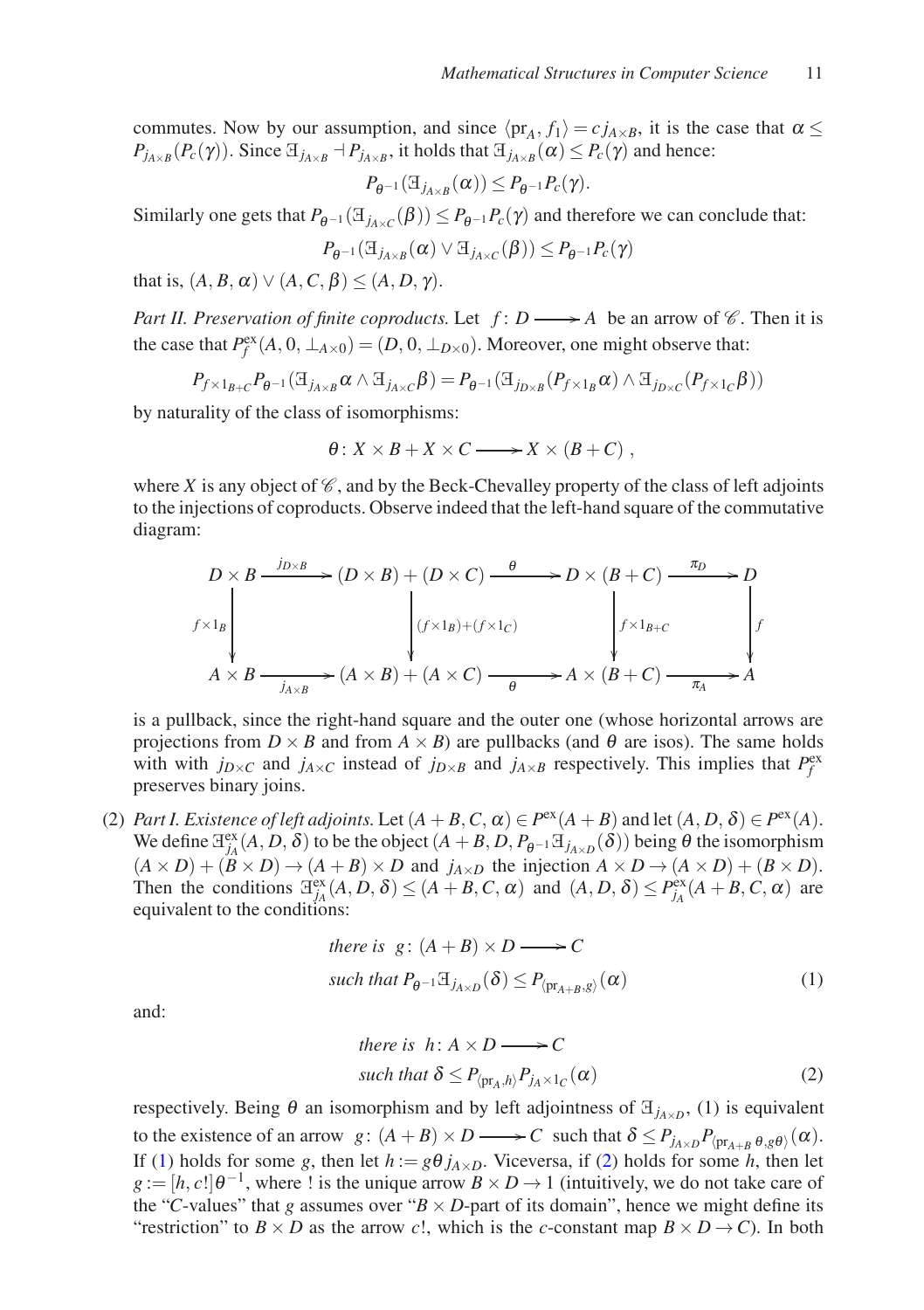commutes. Now by our assumption, and since $\langle \mathrm{pr}_A, f_1\rangle = c\, j_{A\times B}$, it is the case that $\alpha \leq P_{j_{A\times B}}(P_c(\gamma))$. Since $\exists_{j_{A\times B}} \dashv P_{j_{A\times B}}$, it holds that $\exists_{j_{A\times B}}(\alpha) \leq P_c(\gamma)$ and hence:

$$P_{\theta^{-1}}(\exists_{j_{A\times B}}(\alpha)) \leq P_{\theta^{-1}} P_c(\gamma).$$

Similarly one gets that $P_{\theta^{-1}}(\exists_{j_{A\times C}}(\beta)) \leq P_{\theta^{-1}} P_c(\gamma)$ and therefore we can conclude that:

$$P_{\theta^{-1}}(\exists_{j_{A\times B}}(\alpha) \vee \exists_{j_{A\times C}}(\beta)) \leq P_{\theta^{-1}} P_c(\gamma)$$

that is, $(A, B, \alpha) \vee (A, C, \beta) \leq (A, D, \gamma)$.

*Part II. Preservation of finite coproducts.* Let $f\colon D \longrightarrow A$ be an arrow of $\mathscr{C}$. Then it is the case that $P^{\mathrm{ex}}_f(A, 0, \bot_{A\times 0}) = (D, 0, \bot_{D\times 0})$. Moreover, one might observe that:

$$P_{f\times 1_{B+C}} P_{\theta^{-1}}(\exists_{j_{A\times B}}\alpha \wedge \exists_{j_{A\times C}}\beta) = P_{\theta^{-1}}(\exists_{j_{D\times B}}(P_{f\times 1_B}\alpha) \wedge \exists_{j_{D\times C}}(P_{f\times 1_C}\beta))$$

by naturality of the class of isomorphisms:

$$\theta\colon X\times B + X\times C \longrightarrow X\times (B+C)\ ,$$

where $X$ is any object of $\mathscr{C}$, and by the Beck-Chevalley property of the class of left adjoints to the injections of coproducts. Observe indeed that the left-hand square of the commutative diagram:

$$\begin{array}{ccccccc}
D\times B & \xrightarrow{j_{D\times B}} & (D\times B)+(D\times C) & \xrightarrow{\theta} & D\times(B+C) & \xrightarrow{\pi_D} & D \\
\downarrow{\scriptstyle f\times 1_B} & & \downarrow{\scriptstyle (f\times 1_B)+(f\times 1_C)} & & \downarrow{\scriptstyle f\times 1_{B+C}} & & \downarrow{\scriptstyle f} \\
A\times B & \xrightarrow[j_{A\times B}]{} & (A\times B)+(A\times C) & \xrightarrow[\theta]{} & A\times(B+C) & \xrightarrow[\pi_A]{} & A
\end{array}$$

is a pullback, since the right-hand square and the outer one (whose horizontal arrows are projections from $D\times B$ and from $A\times B$) are pullbacks (and $\theta$ are isos). The same holds with with $j_{D\times C}$ and $j_{A\times C}$ instead of $j_{D\times B}$ and $j_{A\times B}$ respectively. This implies that $P^{\mathrm{ex}}_f$ preserves binary joins.

(2) *Part I. Existence of left adjoints.* Let $(A+B, C, \alpha) \in P^{\mathrm{ex}}(A+B)$ and let $(A, D, \delta) \in P^{\mathrm{ex}}(A)$. We define $\exists^{\mathrm{ex}}_{j_A}(A, D, \delta)$ to be the object $(A+B, D, P_{\theta^{-1}}\exists_{j_{A\times D}}(\delta))$ being $\theta$ the isomorphism $(A\times D)+(B\times D) \to (A+B)\times D$ and $j_{A\times D}$ the injection $A\times D \to (A\times D)+(B\times D)$. Then the conditions $\exists^{\mathrm{ex}}_{j_A}(A, D, \delta) \leq (A+B, C, \alpha)$ and $(A, D, \delta) \leq P^{\mathrm{ex}}_{j_A}(A+B, C, \alpha)$ are equivalent to the conditions:

$$\begin{aligned}
&\textit{there is } g\colon (A+B)\times D \longrightarrow C \\
&\textit{such that } P_{\theta^{-1}}\exists_{j_{A\times D}}(\delta) \leq P_{\langle \mathrm{pr}_{A+B}, g\rangle}(\alpha)
\end{aligned} \tag{1}$$

and:

$$\begin{aligned}
&\textit{there is } h\colon A\times D \longrightarrow C \\
&\textit{such that } \delta \leq P_{\langle \mathrm{pr}_A, h\rangle} P_{j_A\times 1_C}(\alpha)
\end{aligned} \tag{2}$$

respectively. Being $\theta$ an isomorphism and by left adjointness of $\exists_{j_{A\times D}}$, (1) is equivalent to the existence of an arrow $g\colon (A+B)\times D \longrightarrow C$ such that $\delta \leq P_{j_{A\times D}} P_{\langle \mathrm{pr}_{A+B}\,\theta, g\theta\rangle}(\alpha)$. If (1) holds for some $g$, then let $h := g\theta\, j_{A\times D}$. Viceversa, if (2) holds for some $h$, then let $g := [h, c!]\theta^{-1}$, where ! is the unique arrow $B\times D \to 1$ (intuitively, we do not take care of the "$C$-values" that $g$ assumes over "$B\times D$-part of its domain", hence we might define its "restriction" to $B\times D$ as the arrow $c!$, which is the $c$-constant map $B\times D \to C$). In both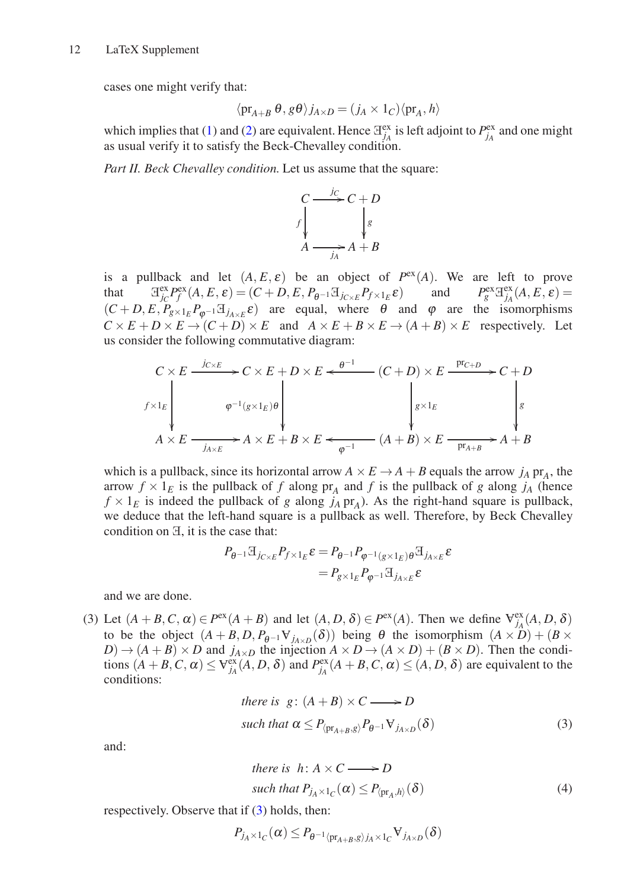cases one might verify that:

$$\langle \mathrm{pr}_{A+B}\,\theta, g\theta\rangle j_{A\times D} = (j_A \times 1_C)\langle \mathrm{pr}_A, h\rangle$$

which implies that (1) and (2) are equivalent. Hence $\exists^{\mathrm{ex}}_{j_A}$ is left adjoint to $P^{\mathrm{ex}}_{j_A}$ and one might as usual verify it to satisfy the Beck-Chevalley condition.

*Part II. Beck Chevalley condition.* Let us assume that the square:

$$\begin{array}{ccc} C & \xrightarrow{j_C} & C+D \\ {\scriptstyle f}\downarrow & & \downarrow{\scriptstyle g} \\ A & \xrightarrow[j_A]{} & A+B \end{array}$$

is a pullback and let $(A,E,\varepsilon)$ be an object of $P^{\mathrm{ex}}(A)$. We are left to prove that $\exists^{\mathrm{ex}}_{j_C} P^{\mathrm{ex}}_f(A,E,\varepsilon) = (C+D, E, P_{\theta^{-1}}\exists_{j_{C\times E}} P_{f\times 1_E}\varepsilon)$ and $P^{\mathrm{ex}}_g \exists^{\mathrm{ex}}_{j_A}(A,E,\varepsilon) = (C+D, E, P_{g\times 1_E} P_{\varphi^{-1}} \exists_{j_{A\times E}}\varepsilon)$ are equal, where $\theta$ and $\varphi$ are the isomorphisms $C\times E + D\times E \to (C+D)\times E$ and $A\times E + B\times E \to (A+B)\times E$ respectively. Let us consider the following commutative diagram:

$$\begin{array}{ccccccc} C\times E & \xrightarrow{j_{C\times E}} & C\times E + D\times E & \xleftarrow{\theta^{-1}} & (C+D)\times E & \xrightarrow{\mathrm{pr}_{C+D}} & C+D \\ {\scriptstyle f\times 1_E}\downarrow & & \downarrow{\scriptstyle \varphi^{-1}(g\times 1_E)\theta} & & \downarrow{\scriptstyle g\times 1_E} & & \downarrow{\scriptstyle g} \\ A\times E & \xrightarrow[j_{A\times E}]{} & A\times E + B\times E & \xleftarrow[\varphi^{-1}]{} & (A+B)\times E & \xrightarrow[\mathrm{pr}_{A+B}]{} & A+B \end{array}$$

which is a pullback, since its horizontal arrow $A\times E \to A+B$ equals the arrow $j_A\,\mathrm{pr}_A$, the arrow $f\times 1_E$ is the pullback of $f$ along $\mathrm{pr}_A$ and $f$ is the pullback of $g$ along $j_A$ (hence $f\times 1_E$ is indeed the pullback of $g$ along $j_A\,\mathrm{pr}_A$). As the right-hand square is pullback, we deduce that the left-hand square is a pullback as well. Therefore, by Beck Chevalley condition on $\exists$, it is the case that:

$$\begin{aligned} P_{\theta^{-1}}\exists_{j_{C\times E}} P_{f\times 1_E}\varepsilon &= P_{\theta^{-1}} P_{\varphi^{-1}(g\times 1_E)\theta}\exists_{j_{A\times E}}\varepsilon \\ &= P_{g\times 1_E} P_{\varphi^{-1}}\exists_{j_{A\times E}}\varepsilon \end{aligned}$$

and we are done.

(3) Let $(A+B,C,\alpha)\in P^{\mathrm{ex}}(A+B)$ and let $(A,D,\delta)\in P^{\mathrm{ex}}(A)$. Then we define $\forall^{\mathrm{ex}}_{j_A}(A,D,\delta)$ to be the object $(A+B, D, P_{\theta^{-1}}\forall_{j_{A\times D}}(\delta))$ being $\theta$ the isomorphism $(A\times D)+(B\times D)\to(A+B)\times D$ and $j_{A\times D}$ the injection $A\times D \to (A\times D)+(B\times D)$. Then the conditions $(A+B,C,\alpha)\le \forall^{\mathrm{ex}}_{j_A}(A,D,\delta)$ and $P^{\mathrm{ex}}_{j_A}(A+B,C,\alpha)\le(A,D,\delta)$ are equivalent to the conditions:

$$\begin{aligned} &\textit{there is } \; g\colon (A+B)\times C \longrightarrow D \\ &\textit{such that } \alpha \le P_{\langle \mathrm{pr}_{A+B}, g\rangle} P_{\theta^{-1}}\forall_{j_{A\times D}}(\delta) \end{aligned} \tag{3}$$

and:

$$\begin{aligned} &\textit{there is } \; h\colon A\times C \longrightarrow D \\ &\textit{such that } P_{j_A\times 1_C}(\alpha) \le P_{\langle \mathrm{pr}_A, h\rangle}(\delta) \end{aligned} \tag{4}$$

respectively. Observe that if (3) holds, then:

$$P_{j_A\times 1_C}(\alpha) \le P_{\theta^{-1}\langle \mathrm{pr}_{A+B}, g\rangle j_A\times 1_C}\forall_{j_{A\times D}}(\delta)$$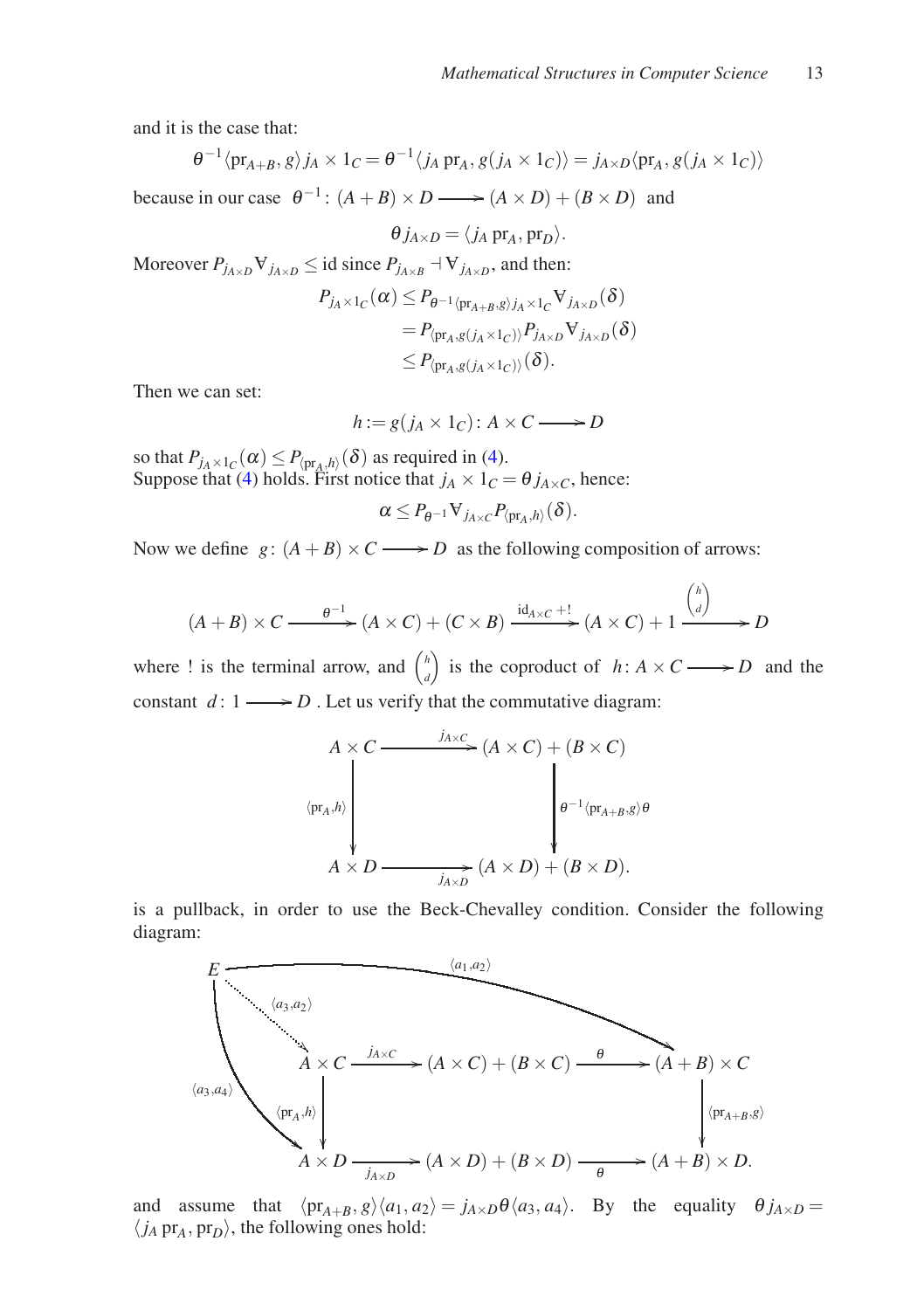and it is the case that:

$$\theta^{-1}\langle \mathrm{pr}_{A+B}, g\rangle j_A \times 1_C = \theta^{-1}\langle j_A\, \mathrm{pr}_A, g(j_A \times 1_C)\rangle = j_{A\times D}\langle \mathrm{pr}_A, g(j_A \times 1_C)\rangle$$

because in our case $\theta^{-1}\colon (A+B)\times D \longrightarrow (A\times D)+(B\times D)$ and

$$\theta\, j_{A\times D} = \langle j_A\, \mathrm{pr}_A, \mathrm{pr}_D\rangle.$$

Moreover $P_{j_{A\times D}}\forall_{j_{A\times D}} \leq \mathrm{id}$ since $P_{j_{A\times B}} \dashv \forall_{j_{A\times D}}$, and then:

$$\begin{aligned} P_{j_A\times 1_C}(\alpha) &\leq P_{\theta^{-1}\langle \mathrm{pr}_{A+B}, g\rangle j_A\times 1_C}\forall_{j_{A\times D}}(\delta) \\ &= P_{\langle \mathrm{pr}_A, g(j_A\times 1_C)\rangle}P_{j_{A\times D}}\forall_{j_{A\times D}}(\delta) \\ &\leq P_{\langle \mathrm{pr}_A, g(j_A\times 1_C)\rangle}(\delta). \end{aligned}$$

Then we can set:

$$h := g(j_A \times 1_C)\colon A\times C \longrightarrow D$$

so that $P_{j_A\times 1_C}(\alpha) \leq P_{\langle \mathrm{pr}_A, h\rangle}(\delta)$ as required in (4).
Suppose that (4) holds. First notice that $j_A \times 1_C = \theta\, j_{A\times C}$, hence:

$$\alpha \leq P_{\theta^{-1}}\forall_{j_{A\times C}}P_{\langle \mathrm{pr}_A, h\rangle}(\delta).$$

Now we define $g\colon (A+B)\times C \longrightarrow D$ as the following composition of arrows:

$$(A+B)\times C \xrightarrow{\ \theta^{-1}\ } (A\times C)+(C\times B) \xrightarrow{\ \mathrm{id}_{A\times C}+!\ } (A\times C)+1 \xrightarrow{\ \binom{h}{d}\ } D$$

where ! is the terminal arrow, and $\binom{h}{d}$ is the coproduct of $h\colon A\times C \longrightarrow D$ and the constant $d\colon 1 \longrightarrow D$. Let us verify that the commutative diagram:

$$\begin{array}{ccc} A\times C & \xrightarrow{\ j_{A\times C}\ } & (A\times C)+(B\times C) \\ {\scriptstyle\langle \mathrm{pr}_A, h\rangle}\downarrow & & \downarrow{\scriptstyle\theta^{-1}\langle \mathrm{pr}_{A+B}, g\rangle\theta} \\ A\times D & \xrightarrow[\ j_{A\times D}\ ]{} & (A\times D)+(B\times D). \end{array}$$

is a pullback, in order to use the Beck-Chevalley condition. Consider the following diagram:

$$\begin{array}{ccccc} A\times C & \xrightarrow{\ j_{A\times C}\ } & (A\times C)+(B\times C) & \xrightarrow{\ \theta\ } & (A+B)\times C \\ {\scriptstyle\langle \mathrm{pr}_A, h\rangle}\downarrow & & & & \downarrow{\scriptstyle\langle \mathrm{pr}_{A+B}, g\rangle} \\ A\times D & \xrightarrow[\ j_{A\times D}\ ]{} & (A\times D)+(B\times D) & \xrightarrow[\ \theta\ ]{} & (A+B)\times D. \end{array}$$

with an object $E$ and arrows $\langle a_1, a_2\rangle\colon E \to (A+B)\times C$, $\langle a_3, a_4\rangle\colon E \to A\times D$, and the dotted arrow $\langle a_3, a_2\rangle\colon E \to A\times C$,

and assume that $\langle \mathrm{pr}_{A+B}, g\rangle\langle a_1, a_2\rangle = j_{A\times D}\theta\langle a_3, a_4\rangle$. By the equality $\theta\, j_{A\times D} = \langle j_A\, \mathrm{pr}_A, \mathrm{pr}_D\rangle$, the following ones hold: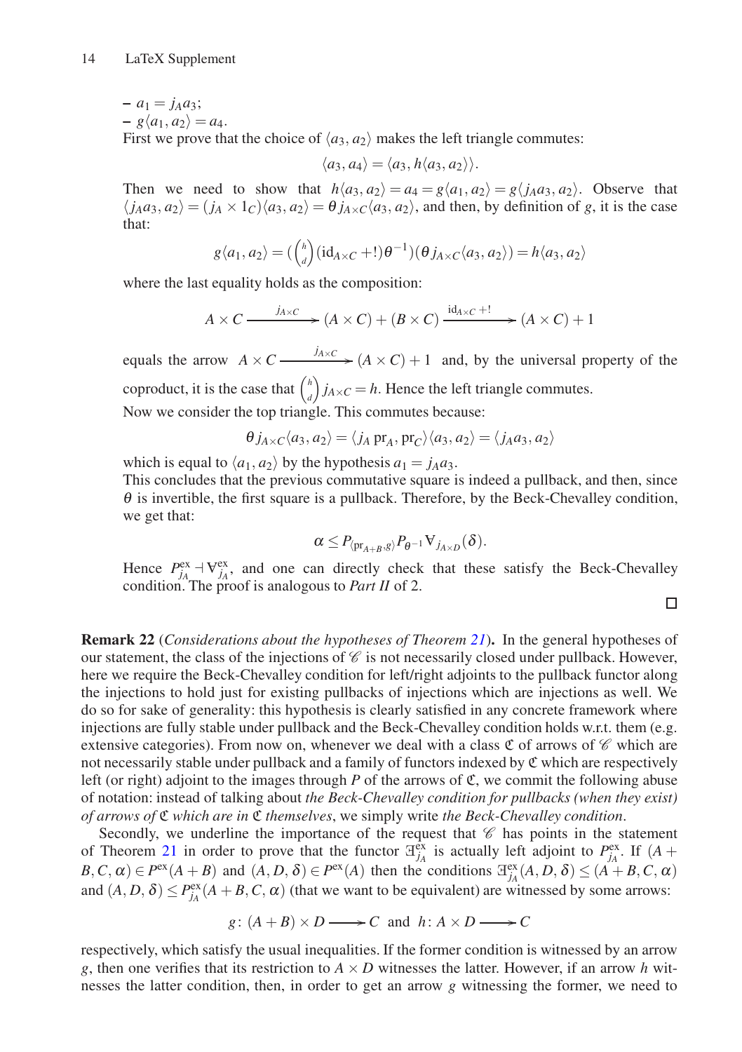– $a_1 = j_A a_3$;
– $g\langle a_1, a_2\rangle = a_4$.

First we prove that the choice of $\langle a_3, a_2\rangle$ makes the left triangle commutes:

$$\langle a_3, a_4\rangle = \langle a_3, h\langle a_3, a_2\rangle\rangle.$$

Then we need to show that $h\langle a_3, a_2\rangle = a_4 = g\langle a_1, a_2\rangle = g\langle j_A a_3, a_2\rangle$. Observe that $\langle j_A a_3, a_2\rangle = (j_A \times 1_C)\langle a_3, a_2\rangle = \theta j_{A\times C}\langle a_3, a_2\rangle$, and then, by definition of $g$, it is the case that:

$$g\langle a_1, a_2\rangle = (\tbinom{h}{d}(\mathrm{id}_{A\times C} + !)\theta^{-1})(\theta j_{A\times C}\langle a_3, a_2\rangle) = h\langle a_3, a_2\rangle$$

where the last equality holds as the composition:

$$A \times C \xrightarrow{\ j_{A\times C}\ } (A\times C) + (B \times C) \xrightarrow{\ \mathrm{id}_{A\times C} + !\ } (A\times C) + 1$$

equals the arrow $A \times C \xrightarrow{\ j_{A\times C}\ } (A\times C) + 1$ and, by the universal property of the coproduct, it is the case that $\tbinom{h}{d} j_{A\times C} = h$. Hence the left triangle commutes.

Now we consider the top triangle. This commutes because:

$$\theta j_{A\times C}\langle a_3, a_2\rangle = \langle j_A \operatorname{pr}_A, \operatorname{pr}_C\rangle\langle a_3, a_2\rangle = \langle j_A a_3, a_2\rangle$$

which is equal to $\langle a_1, a_2\rangle$ by the hypothesis $a_1 = j_A a_3$.

This concludes that the previous commutative square is indeed a pullback, and then, since $\theta$ is invertible, the first square is a pullback. Therefore, by the Beck-Chevalley condition, we get that:

$$\alpha \leq P_{\langle \operatorname{pr}_{A+B}, g\rangle} P_{\theta^{-1}} \forall_{j_{A\times D}}(\delta).$$

Hence $P^{\mathrm{ex}}_{j_A} \dashv \forall^{\mathrm{ex}}_{j_A}$, and one can directly check that these satisfy the Beck-Chevalley condition. The proof is analogous to *Part II* of 2.

□

**Remark 22** (*Considerations about the hypotheses of Theorem 21*)**.** In the general hypotheses of our statement, the class of the injections of $\mathscr{C}$ is not necessarily closed under pullback. However, here we require the Beck-Chevalley condition for left/right adjoints to the pullback functor along the injections to hold just for existing pullbacks of injections which are injections as well. We do so for sake of generality: this hypothesis is clearly satisfied in any concrete framework where injections are fully stable under pullback and the Beck-Chevalley condition holds w.r.t. them (e.g. extensive categories). From now on, whenever we deal with a class $\mathfrak{C}$ of arrows of $\mathscr{C}$ which are not necessarily stable under pullback and a family of functors indexed by $\mathfrak{C}$ which are respectively left (or right) adjoint to the images through $P$ of the arrows of $\mathfrak{C}$, we commit the following abuse of notation: instead of talking about *the Beck-Chevalley condition for pullbacks (when they exist) of arrows of* $\mathfrak{C}$ *which are in* $\mathfrak{C}$ *themselves*, we simply write *the Beck-Chevalley condition*.

Secondly, we underline the importance of the request that $\mathscr{C}$ has points in the statement of Theorem 21 in order to prove that the functor $\exists^{\mathrm{ex}}_{j_A}$ is actually left adjoint to $P^{\mathrm{ex}}_{j_A}$. If $(A+B, C, \alpha) \in P^{\mathrm{ex}}(A+B)$ and $(A, D, \delta) \in P^{\mathrm{ex}}(A)$ then the conditions $\exists^{\mathrm{ex}}_{j_A}(A, D, \delta) \leq (A+B, C, \alpha)$ and $(A, D, \delta) \leq P^{\mathrm{ex}}_{j_A}(A+B, C, \alpha)$ (that we want to be equivalent) are witnessed by some arrows:

$$g \colon (A+B) \times D \longrightarrow C \ \text{ and } \ h \colon A \times D \longrightarrow C$$

respectively, which satisfy the usual inequalities. If the former condition is witnessed by an arrow $g$, then one verifies that its restriction to $A \times D$ witnesses the latter. However, if an arrow $h$ witnesses the latter condition, then, in order to get an arrow $g$ witnessing the former, we need to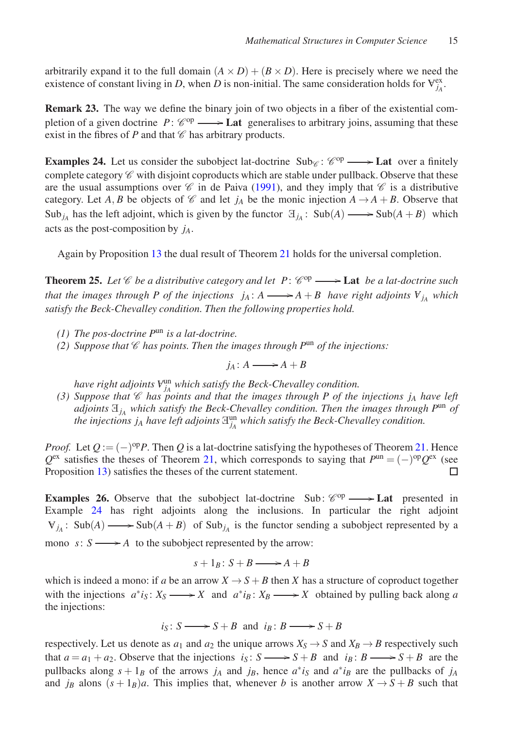arbitrarily expand it to the full domain $(A \times D) + (B \times D)$. Here is precisely where we need the existence of constant living in $D$, when $D$ is non-initial. The same consideration holds for $\forall^{\mathrm{ex}}_{j_A}$.

**Remark 23.** The way we define the binary join of two objects in a fiber of the existential completion of a given doctrine $P\colon \mathscr{C}^{\mathrm{op}} \longrightarrow \mathbf{Lat}$ generalises to arbitrary joins, assuming that these exist in the fibres of $P$ and that $\mathscr{C}$ has arbitrary products.

**Examples 24.** Let us consider the subobject lat-doctrine $\mathrm{Sub}_{\mathscr{C}}\colon \mathscr{C}^{\mathrm{op}} \longrightarrow \mathbf{Lat}$ over a finitely complete category $\mathscr{C}$ with disjoint coproducts which are stable under pullback. Observe that these are the usual assumptions over $\mathscr{C}$ in de Paiva (1991), and they imply that $\mathscr{C}$ is a distributive category. Let $A, B$ be objects of $\mathscr{C}$ and let $j_A$ be the monic injection $A \to A + B$. Observe that $\mathrm{Sub}_{j_A}$ has the left adjoint, which is given by the functor $\exists_{j_A}\colon \mathrm{Sub}(A) \longrightarrow \mathrm{Sub}(A+B)$ which acts as the post-composition by $j_A$.

Again by Proposition 13 the dual result of Theorem 21 holds for the universal completion.

**Theorem 25.** *Let $\mathscr{C}$ be a distributive category and let $P\colon \mathscr{C}^{\mathrm{op}} \longrightarrow \mathbf{Lat}$ be a lat-doctrine such that the images through $P$ of the injections $j_A\colon A \longrightarrow A+B$ have right adjoints $\forall_{j_A}$ which satisfy the Beck-Chevalley condition. Then the following properties hold.*

*(1) The pos-doctrine $P^{\mathrm{un}}$ is a lat-doctrine.*
*(2) Suppose that $\mathscr{C}$ has points. Then the images through $P^{\mathrm{un}}$ of the injections:*

$$j_A\colon A \longrightarrow A+B$$

*have right adjoints $\forall^{\mathrm{un}}_{j_A}$ which satisfy the Beck-Chevalley condition.*
*(3) Suppose that $\mathscr{C}$ has points and that the images through $P$ of the injections $j_A$ have left adjoints $\exists_{j_A}$ which satisfy the Beck-Chevalley condition. Then the images through $P^{\mathrm{un}}$ of the injections $j_A$ have left adjoints $\exists^{\mathrm{un}}_{j_A}$ which satisfy the Beck-Chevalley condition.*

*Proof.* Let $Q := (-)^{\mathrm{op}}P$. Then $Q$ is a lat-doctrine satisfying the hypotheses of Theorem 21. Hence $Q^{\mathrm{ex}}$ satisfies the theses of Theorem 21, which corresponds to saying that $P^{\mathrm{un}} = (-)^{\mathrm{op}}Q^{\mathrm{ex}}$ (see Proposition 13) satisfies the theses of the current statement. □

**Examples 26.** Observe that the subobject lat-doctrine $\mathrm{Sub}\colon \mathscr{C}^{\mathrm{op}} \longrightarrow \mathbf{Lat}$ presented in Example 24 has right adjoints along the inclusions. In particular the right adjoint $\forall_{j_A}\colon \mathrm{Sub}(A) \longrightarrow \mathrm{Sub}(A+B)$ of $\mathrm{Sub}_{j_A}$ is the functor sending a subobject represented by a mono $s\colon S \longrightarrow A$ to the subobject represented by the arrow:

$$s + 1_B\colon S + B \longrightarrow A + B$$

which is indeed a mono: if $a$ be an arrow $X \to S+B$ then $X$ has a structure of coproduct together with the injections $a^*i_S\colon X_S \longrightarrow X$ and $a^*i_B\colon X_B \longrightarrow X$ obtained by pulling back along $a$ the injections:

$$i_S\colon S \longrightarrow S+B \text{ and } i_B\colon B \longrightarrow S+B$$

respectively. Let us denote as $a_1$ and $a_2$ the unique arrows $X_S \to S$ and $X_B \to B$ respectively such that $a = a_1 + a_2$. Observe that the injections $i_S\colon S \longrightarrow S+B$ and $i_B\colon B \longrightarrow S+B$ are the pullbacks along $s + 1_B$ of the arrows $j_A$ and $j_B$, hence $a^*i_S$ and $a^*i_B$ are the pullbacks of $j_A$ and $j_B$ alons $(s+1_B)a$. This implies that, whenever $b$ is another arrow $X \to S+B$ such that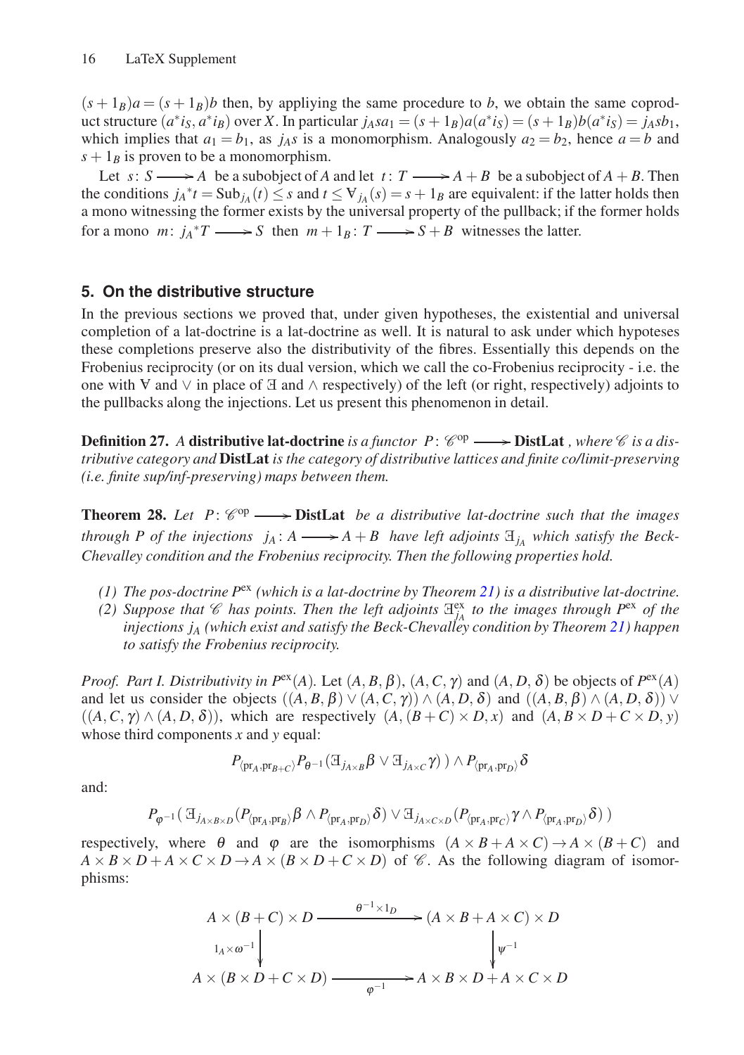$(s+1_B)a = (s+1_B)b$ then, by appliying the same procedure to $b$, we obtain the same coproduct structure $(a^*i_S, a^*i_B)$ over $X$. In particular $j_A sa_1 = (s+1_B)a(a^*i_S) = (s+1_B)b(a^*i_S) = j_A sb_1$, which implies that $a_1 = b_1$, as $j_A s$ is a monomorphism. Analogously $a_2 = b_2$, hence $a = b$ and $s+1_B$ is proven to be a monomorphism.

Let $s\colon S \longrightarrow A$ be a subobject of $A$ and let $t\colon T \longrightarrow A+B$ be a subobject of $A+B$. Then the conditions ${j_A}^*t = \mathrm{Sub}_{j_A}(t) \leq s$ and $t \leq \forall_{j_A}(s) = s+1_B$ are equivalent: if the latter holds then a mono witnessing the former exists by the universal property of the pullback; if the former holds for a mono $m\colon {j_A}^*T \longrightarrow S$ then $m+1_B\colon T \longrightarrow S+B$ witnesses the latter.

## 5. On the distributive structure

In the previous sections we proved that, under given hypotheses, the existential and universal completion of a lat-doctrine is a lat-doctrine as well. It is natural to ask under which hypoteses these completions preserve also the distributivity of the fibres. Essentially this depends on the Frobenius reciprocity (or on its dual version, which we call the co-Frobenius reciprocity - i.e. the one with $\forall$ and $\vee$ in place of $\exists$ and $\wedge$ respectively) of the left (or right, respectively) adjoints to the pullbacks along the injections. Let us present this phenomenon in detail.

**Definition 27.** *A* **distributive lat-doctrine** *is a functor* $P\colon \mathscr{C}^{\mathrm{op}} \longrightarrow \mathbf{DistLat}$ *, where* $\mathscr{C}$ *is a distributive category and* **DistLat** *is the category of distributive lattices and finite co/limit-preserving (i.e. finite sup/inf-preserving) maps between them.*

**Theorem 28.** *Let* $P\colon \mathscr{C}^{\mathrm{op}} \longrightarrow \mathbf{DistLat}$ *be a distributive lat-doctrine such that the images through* $P$ *of the injections* $j_A\colon A \longrightarrow A+B$ *have left adjoints* $\exists_{j_A}$ *which satisfy the Beck-Chevalley condition and the Frobenius reciprocity. Then the following properties hold.*

*(1) The pos-doctrine* $P^{\mathrm{ex}}$ *(which is a lat-doctrine by Theorem 21) is a distributive lat-doctrine.*
*(2) Suppose that* $\mathscr{C}$ *has points. Then the left adjoints* $\exists^{\mathrm{ex}}_{j_A}$ *to the images through* $P^{\mathrm{ex}}$ *of the injections* $j_A$ *(which exist and satisfy the Beck-Chevalley condition by Theorem 21) happen to satisfy the Frobenius reciprocity.*

*Proof. Part I. Distributivity in* $P^{\mathrm{ex}}(A)$. Let $(A,B,\beta)$, $(A,C,\gamma)$ and $(A,D,\delta)$ be objects of $P^{\mathrm{ex}}(A)$ and let us consider the objects $((A,B,\beta)\vee(A,C,\gamma))\wedge(A,D,\delta)$ and $((A,B,\beta)\wedge(A,D,\delta))\vee((A,C,\gamma)\wedge(A,D,\delta))$, which are respectively $(A,(B+C)\times D,x)$ and $(A,B\times D+C\times D,y)$ whose third components $x$ and $y$ equal:

$$P_{\langle \mathrm{pr}_A,\mathrm{pr}_{B+C}\rangle}P_{\theta^{-1}}(\exists_{j_{A\times B}}\beta \vee \exists_{j_{A\times C}}\gamma)\,) \wedge P_{\langle \mathrm{pr}_A,\mathrm{pr}_D\rangle}\delta$$

and:

$$P_{\varphi^{-1}}(\,\exists_{j_{A\times B\times D}}(P_{\langle \mathrm{pr}_A,\mathrm{pr}_B\rangle}\beta \wedge P_{\langle \mathrm{pr}_A,\mathrm{pr}_D\rangle}\delta) \vee \exists_{j_{A\times C\times D}}(P_{\langle \mathrm{pr}_A,\mathrm{pr}_C\rangle}\gamma \wedge P_{\langle \mathrm{pr}_A,\mathrm{pr}_D\rangle}\delta)\,)$$

respectively, where $\theta$ and $\varphi$ are the isomorphisms $(A\times B + A\times C) \to A\times(B+C)$ and $A\times B\times D + A\times C\times D \to A\times(B\times D + C\times D)$ of $\mathscr{C}$. As the following diagram of isomorphisms:

$$\begin{array}{ccc}
A\times(B+C)\times D & \xrightarrow{\;\theta^{-1}\times 1_D\;} & (A\times B + A\times C)\times D \\
\Big\downarrow{\scriptstyle 1_A\times\omega^{-1}} & & \Big\downarrow{\scriptstyle \psi^{-1}} \\
A\times(B\times D + C\times D) & \xrightarrow[\;\varphi^{-1}\;]{} & A\times B\times D + A\times C\times D
\end{array}$$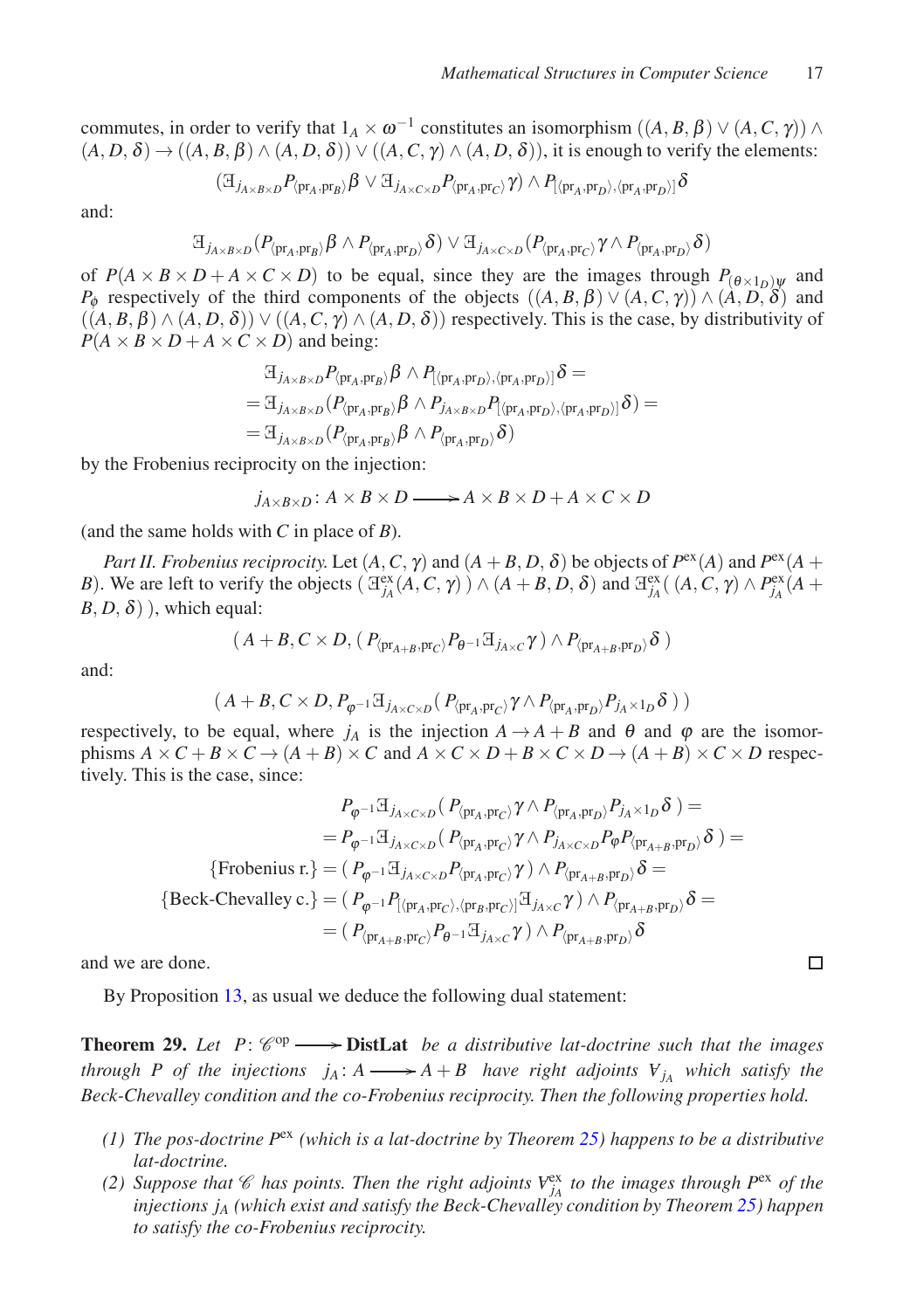commutes, in order to verify that $1_A \times \omega^{-1}$ constitutes an isomorphism $((A,B,\beta)\vee(A,C,\gamma))\wedge(A,D,\delta)\to((A,B,\beta)\wedge(A,D,\delta))\vee((A,C,\gamma)\wedge(A,D,\delta))$, it is enough to verify the elements:

$$(\exists_{j_{A\times B\times D}}P_{\langle \mathrm{pr}_A,\mathrm{pr}_B\rangle}\beta \vee \exists_{j_{A\times C\times D}}P_{\langle \mathrm{pr}_A,\mathrm{pr}_C\rangle}\gamma)\wedge P_{[\langle \mathrm{pr}_A,\mathrm{pr}_D\rangle,\langle \mathrm{pr}_A,\mathrm{pr}_D\rangle]}\delta$$

and:

$$\exists_{j_{A\times B\times D}}(P_{\langle \mathrm{pr}_A,\mathrm{pr}_B\rangle}\beta \wedge P_{\langle \mathrm{pr}_A,\mathrm{pr}_D\rangle}\delta)\vee \exists_{j_{A\times C\times D}}(P_{\langle \mathrm{pr}_A,\mathrm{pr}_C\rangle}\gamma\wedge P_{\langle \mathrm{pr}_A,\mathrm{pr}_D\rangle}\delta)$$

of $P(A\times B\times D+A\times C\times D)$ to be equal, since they are the images through $P_{(\theta\times 1_D)\psi}$ and $P_\phi$ respectively of the third components of the objects $((A,B,\beta)\vee(A,C,\gamma))\wedge(A,D,\delta)$ and $((A,B,\beta)\wedge(A,D,\delta))\vee((A,C,\gamma)\wedge(A,D,\delta))$ respectively. This is the case, by distributivity of $P(A\times B\times D+A\times C\times D)$ and being:

$$\begin{aligned}
&\exists_{j_{A\times B\times D}}P_{\langle \mathrm{pr}_A,\mathrm{pr}_B\rangle}\beta \wedge P_{[\langle \mathrm{pr}_A,\mathrm{pr}_D\rangle,\langle \mathrm{pr}_A,\mathrm{pr}_D\rangle]}\delta =\\
&=\exists_{j_{A\times B\times D}}(P_{\langle \mathrm{pr}_A,\mathrm{pr}_B\rangle}\beta \wedge P_{j_{A\times B\times D}}P_{[\langle \mathrm{pr}_A,\mathrm{pr}_D\rangle,\langle \mathrm{pr}_A,\mathrm{pr}_D\rangle]}\delta)=\\
&=\exists_{j_{A\times B\times D}}(P_{\langle \mathrm{pr}_A,\mathrm{pr}_B\rangle}\beta \wedge P_{\langle \mathrm{pr}_A,\mathrm{pr}_D\rangle}\delta)
\end{aligned}$$

by the Frobenius reciprocity on the injection:

$$j_{A\times B\times D}\colon A\times B\times D \longrightarrow A\times B\times D+A\times C\times D$$

(and the same holds with $C$ in place of $B$).

*Part II. Frobenius reciprocity.* Let $(A,C,\gamma)$ and $(A+B,D,\delta)$ be objects of $P^{\mathrm{ex}}(A)$ and $P^{\mathrm{ex}}(A+B)$. We are left to verify the objects $(\exists^{\mathrm{ex}}_{j_A}(A,C,\gamma))\wedge(A+B,D,\delta)$ and $\exists^{\mathrm{ex}}_{j_A}((A,C,\gamma)\wedge P^{\mathrm{ex}}_{j_A}(A+B,D,\delta))$, which equal:

$$(A+B, C\times D, (P_{\langle \mathrm{pr}_{A+B},\mathrm{pr}_C\rangle}P_{\theta^{-1}}\exists_{j_{A\times C}}\gamma)\wedge P_{\langle \mathrm{pr}_{A+B},\mathrm{pr}_D\rangle}\delta)$$

and:

$$(A+B, C\times D, P_{\varphi^{-1}}\exists_{j_{A\times C\times D}}(P_{\langle \mathrm{pr}_A,\mathrm{pr}_C\rangle}\gamma\wedge P_{\langle \mathrm{pr}_A,\mathrm{pr}_D\rangle}P_{j_A\times 1_D}\delta))$$

respectively, to be equal, where $j_A$ is the injection $A\to A+B$ and $\theta$ and $\varphi$ are the isomorphisms $A\times C+B\times C\to(A+B)\times C$ and $A\times C\times D+B\times C\times D\to(A+B)\times C\times D$ respectively. This is the case, since:

$$\begin{aligned}
&P_{\varphi^{-1}}\exists_{j_{A\times C\times D}}(P_{\langle \mathrm{pr}_A,\mathrm{pr}_C\rangle}\gamma\wedge P_{\langle \mathrm{pr}_A,\mathrm{pr}_D\rangle}P_{j_A\times 1_D}\delta)=\\
&=P_{\varphi^{-1}}\exists_{j_{A\times C\times D}}(P_{\langle \mathrm{pr}_A,\mathrm{pr}_C\rangle}\gamma\wedge P_{j_{A\times C\times D}}P_\varphi P_{\langle \mathrm{pr}_{A+B},\mathrm{pr}_D\rangle}\delta)=\\
\{\text{Frobenius r.}\}&=(P_{\varphi^{-1}}\exists_{j_{A\times C\times D}}P_{\langle \mathrm{pr}_A,\mathrm{pr}_C\rangle}\gamma)\wedge P_{\langle \mathrm{pr}_{A+B},\mathrm{pr}_D\rangle}\delta=\\
\{\text{Beck-Chevalley c.}\}&=(P_{\varphi^{-1}}P_{[\langle \mathrm{pr}_A,\mathrm{pr}_C\rangle,\langle \mathrm{pr}_B,\mathrm{pr}_C\rangle]}\exists_{j_{A\times C}}\gamma)\wedge P_{\langle \mathrm{pr}_{A+B},\mathrm{pr}_D\rangle}\delta=\\
&=(P_{\langle \mathrm{pr}_{A+B},\mathrm{pr}_C\rangle}P_{\theta^{-1}}\exists_{j_{A\times C}}\gamma)\wedge P_{\langle \mathrm{pr}_{A+B},\mathrm{pr}_D\rangle}\delta
\end{aligned}$$

and we are done. □

By Proposition 13, as usual we deduce the following dual statement:

**Theorem 29.** *Let $P\colon \mathscr{C}^{\mathrm{op}}\longrightarrow$* **DistLat** *be a distributive lat-doctrine such that the images through $P$ of the injections $j_A\colon A\longrightarrow A+B$ have right adjoints $\forall_{j_A}$ which satisfy the Beck-Chevalley condition and the co-Frobenius reciprocity. Then the following properties hold.*

*(1) The pos-doctrine $P^{\mathrm{ex}}$ (which is a lat-doctrine by Theorem 25) happens to be a distributive lat-doctrine.*

*(2) Suppose that $\mathscr{C}$ has points. Then the right adjoints $\forall^{\mathrm{ex}}_{j_A}$ to the images through $P^{\mathrm{ex}}$ of the injections $j_A$ (which exist and satisfy the Beck-Chevalley condition by Theorem 25) happen to satisfy the co-Frobenius reciprocity.*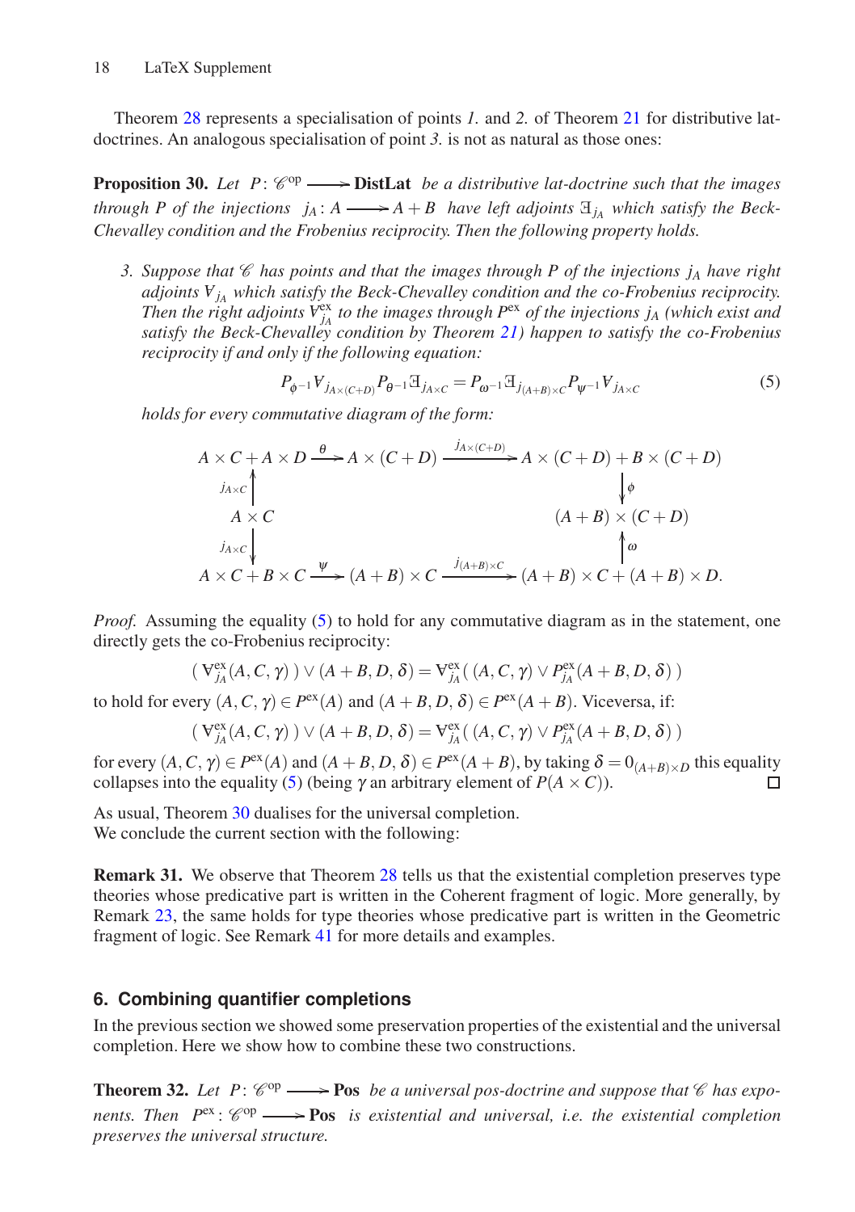Theorem 28 represents a specialisation of points *1.* and *2.* of Theorem 21 for distributive lat-doctrines. An analogous specialisation of point *3.* is not as natural as those ones:

**Proposition 30.** *Let* $P\colon \mathscr{C}^{\mathrm{op}} \longrightarrow \mathbf{DistLat}$ *be a distributive lat-doctrine such that the images through* $P$ *of the injections* $j_A\colon A \longrightarrow A+B$ *have left adjoints* $\exists_{j_A}$ *which satisfy the Beck-Chevalley condition and the Frobenius reciprocity. Then the following property holds.*

3. *Suppose that* $\mathscr{C}$ *has points and that the images through* $P$ *of the injections* $j_A$ *have right adjoints* $\forall_{j_A}$ *which satisfy the Beck-Chevalley condition and the co-Frobenius reciprocity. Then the right adjoints* $\forall^{\mathrm{ex}}_{j_A}$ *to the images through* $P^{\mathrm{ex}}$ *of the injections* $j_A$ *(which exist and satisfy the Beck-Chevalley condition by Theorem 21) happen to satisfy the co-Frobenius reciprocity if and only if the following equation:*

$$P_{\phi^{-1}}\forall_{j_{A\times(C+D)}}P_{\theta^{-1}}\exists_{j_{A\times C}} = P_{\omega^{-1}}\exists_{j_{(A+B)\times C}}P_{\psi^{-1}}\forall_{j_{A\times C}} \tag{5}$$

*holds for every commutative diagram of the form:*

$$\begin{array}{ccccc}
A\times C + A\times D & \xrightarrow{\theta} & A\times(C+D) & \xrightarrow{j_{A\times(C+D)}} & A\times(C+D)+B\times(C+D) \\
\uparrow{\scriptstyle j_{A\times C}} & & & & \downarrow{\scriptstyle \phi} \\
A\times C & & & & (A+B)\times(C+D) \\
\downarrow{\scriptstyle j_{A\times C}} & & & & \uparrow{\scriptstyle \omega} \\
A\times C + B\times C & \xrightarrow{\psi} & (A+B)\times C & \xrightarrow{j_{(A+B)\times C}} & (A+B)\times C + (A+B)\times D.
\end{array}$$

*Proof.* Assuming the equality (5) to hold for any commutative diagram as in the statement, one directly gets the co-Frobenius reciprocity:

$$(\,\forall^{\mathrm{ex}}_{j_A}(A,C,\gamma)\,)\vee(A+B,D,\delta) = \forall^{\mathrm{ex}}_{j_A}(\,(A,C,\gamma)\vee P^{\mathrm{ex}}_{j_A}(A+B,D,\delta)\,)$$

to hold for every $(A,C,\gamma)\in P^{\mathrm{ex}}(A)$ and $(A+B,D,\delta)\in P^{\mathrm{ex}}(A+B)$. Viceversa, if:

$$(\,\forall^{\mathrm{ex}}_{j_A}(A,C,\gamma)\,)\vee(A+B,D,\delta) = \forall^{\mathrm{ex}}_{j_A}(\,(A,C,\gamma)\vee P^{\mathrm{ex}}_{j_A}(A+B,D,\delta)\,)$$

for every $(A,C,\gamma)\in P^{\mathrm{ex}}(A)$ and $(A+B,D,\delta)\in P^{\mathrm{ex}}(A+B)$, by taking $\delta = 0_{(A+B)\times D}$ this equality collapses into the equality (5) (being $\gamma$ an arbitrary element of $P(A\times C)$). $\square$

As usual, Theorem 30 dualises for the universal completion.
We conclude the current section with the following:

**Remark 31.** We observe that Theorem 28 tells us that the existential completion preserves type theories whose predicative part is written in the Coherent fragment of logic. More generally, by Remark 23, the same holds for type theories whose predicative part is written in the Geometric fragment of logic. See Remark 41 for more details and examples.

## 6. Combining quantifier completions

In the previous section we showed some preservation properties of the existential and the universal completion. Here we show how to combine these two constructions.

**Theorem 32.** *Let* $P\colon \mathscr{C}^{\mathrm{op}} \longrightarrow \mathbf{Pos}$ *be a universal pos-doctrine and suppose that* $\mathscr{C}$ *has exponents. Then* $P^{\mathrm{ex}}\colon \mathscr{C}^{\mathrm{op}} \longrightarrow \mathbf{Pos}$ *is existential and universal, i.e. the existential completion preserves the universal structure.*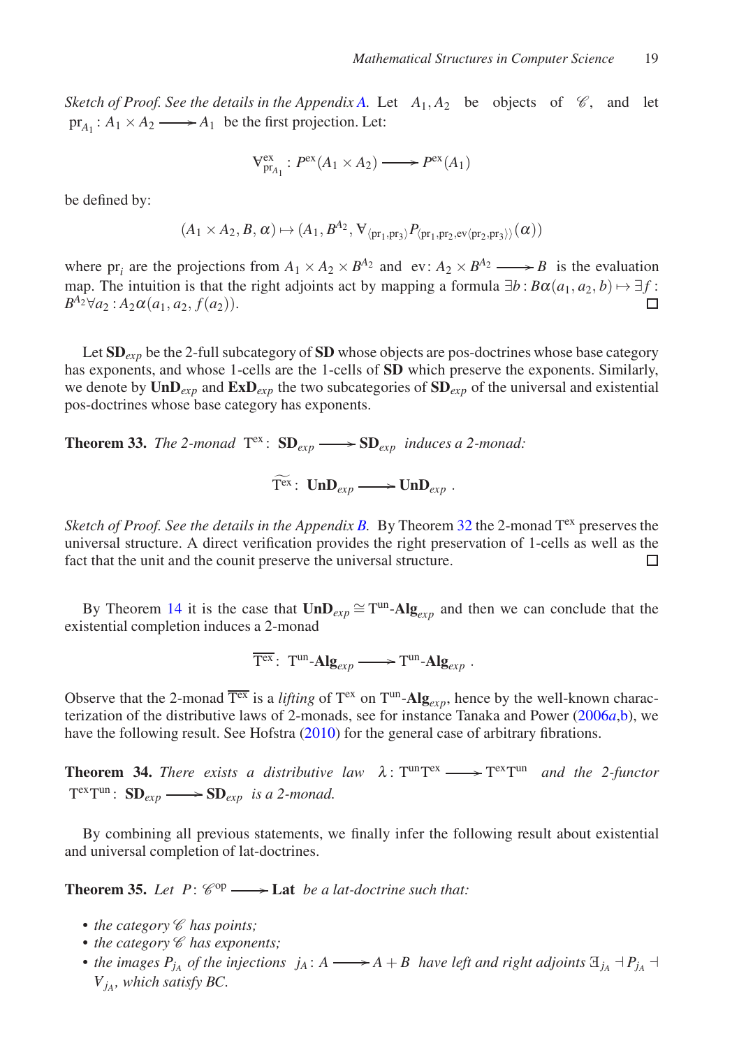*Sketch of Proof. See the details in the Appendix A.* Let $A_1, A_2$ be objects of $\mathscr{C}$, and let $\mathrm{pr}_{A_1}\colon A_1 \times A_2 \longrightarrow A_1$ be the first projection. Let:

$$\forall^{\mathrm{ex}}_{\mathrm{pr}_{A_1}}\colon P^{\mathrm{ex}}(A_1 \times A_2) \longrightarrow P^{\mathrm{ex}}(A_1)$$

be defined by:

$$(A_1 \times A_2, B, \alpha) \mapsto (A_1, B^{A_2}, \forall_{\langle \mathrm{pr}_1, \mathrm{pr}_3\rangle} P_{\langle \mathrm{pr}_1, \mathrm{pr}_2, \mathrm{ev}\langle \mathrm{pr}_2, \mathrm{pr}_3\rangle\rangle}(\alpha))$$

where $\mathrm{pr}_i$ are the projections from $A_1 \times A_2 \times B^{A_2}$ and $\mathrm{ev}\colon A_2 \times B^{A_2} \longrightarrow B$ is the evaluation map. The intuition is that the right adjoints act by mapping a formula $\exists b : B\alpha(a_1, a_2, b) \mapsto \exists f : B^{A_2}\forall a_2 : A_2\alpha(a_1, a_2, f(a_2))$. □

Let $\mathbf{SD}_{exp}$ be the 2-full subcategory of $\mathbf{SD}$ whose objects are pos-doctrines whose base category has exponents, and whose 1-cells are the 1-cells of $\mathbf{SD}$ which preserve the exponents. Similarly, we denote by $\mathbf{UnD}_{exp}$ and $\mathbf{ExD}_{exp}$ the two subcategories of $\mathbf{SD}_{exp}$ of the universal and existential pos-doctrines whose base category has exponents.

**Theorem 33.** *The 2-monad* $\mathrm{T}^{\mathrm{ex}}\colon \mathbf{SD}_{exp} \longrightarrow \mathbf{SD}_{exp}$ *induces a 2-monad:*

$$\widetilde{\mathrm{T}^{\mathrm{ex}}}\colon \mathbf{UnD}_{exp} \longrightarrow \mathbf{UnD}_{exp}\ .$$

*Sketch of Proof. See the details in the Appendix B.* By Theorem 32 the 2-monad $\mathrm{T}^{\mathrm{ex}}$ preserves the universal structure. A direct verification provides the right preservation of 1-cells as well as the fact that the unit and the counit preserve the universal structure. □

By Theorem 14 it is the case that $\mathbf{UnD}_{exp} \cong \mathrm{T}^{\mathrm{un}}\text{-}\mathbf{Alg}_{exp}$ and then we can conclude that the existential completion induces a 2-monad

$$\overline{\mathrm{T}^{\mathrm{ex}}}\colon \mathrm{T}^{\mathrm{un}}\text{-}\mathbf{Alg}_{exp} \longrightarrow \mathrm{T}^{\mathrm{un}}\text{-}\mathbf{Alg}_{exp}\ .$$

Observe that the 2-monad $\overline{\mathrm{T}^{\mathrm{ex}}}$ is a *lifting* of $\mathrm{T}^{\mathrm{ex}}$ on $\mathrm{T}^{\mathrm{un}}\text{-}\mathbf{Alg}_{exp}$, hence by the well-known characterization of the distributive laws of 2-monads, see for instance Tanaka and Power (2006*a*,b), we have the following result. See Hofstra (2010) for the general case of arbitrary fibrations.

**Theorem 34.** *There exists a distributive law* $\lambda\colon \mathrm{T}^{\mathrm{un}}\mathrm{T}^{\mathrm{ex}} \longrightarrow \mathrm{T}^{\mathrm{ex}}\mathrm{T}^{\mathrm{un}}$ *and the 2-functor* $\mathrm{T}^{\mathrm{ex}}\mathrm{T}^{\mathrm{un}}\colon \mathbf{SD}_{exp} \longrightarrow \mathbf{SD}_{exp}$ *is a 2-monad.*

By combining all previous statements, we finally infer the following result about existential and universal completion of lat-doctrines.

**Theorem 35.** *Let* $P\colon \mathscr{C}^{\mathrm{op}} \longrightarrow \mathbf{Lat}$ *be a lat-doctrine such that:*

- *the category* $\mathscr{C}$ *has points;*
- *the category* $\mathscr{C}$ *has exponents;*
- *the images* $P_{j_A}$ *of the injections* $j_A\colon A \longrightarrow A + B$ *have left and right adjoints* $\exists_{j_A} \dashv P_{j_A} \dashv \forall_{j_A}$*, which satisfy BC.*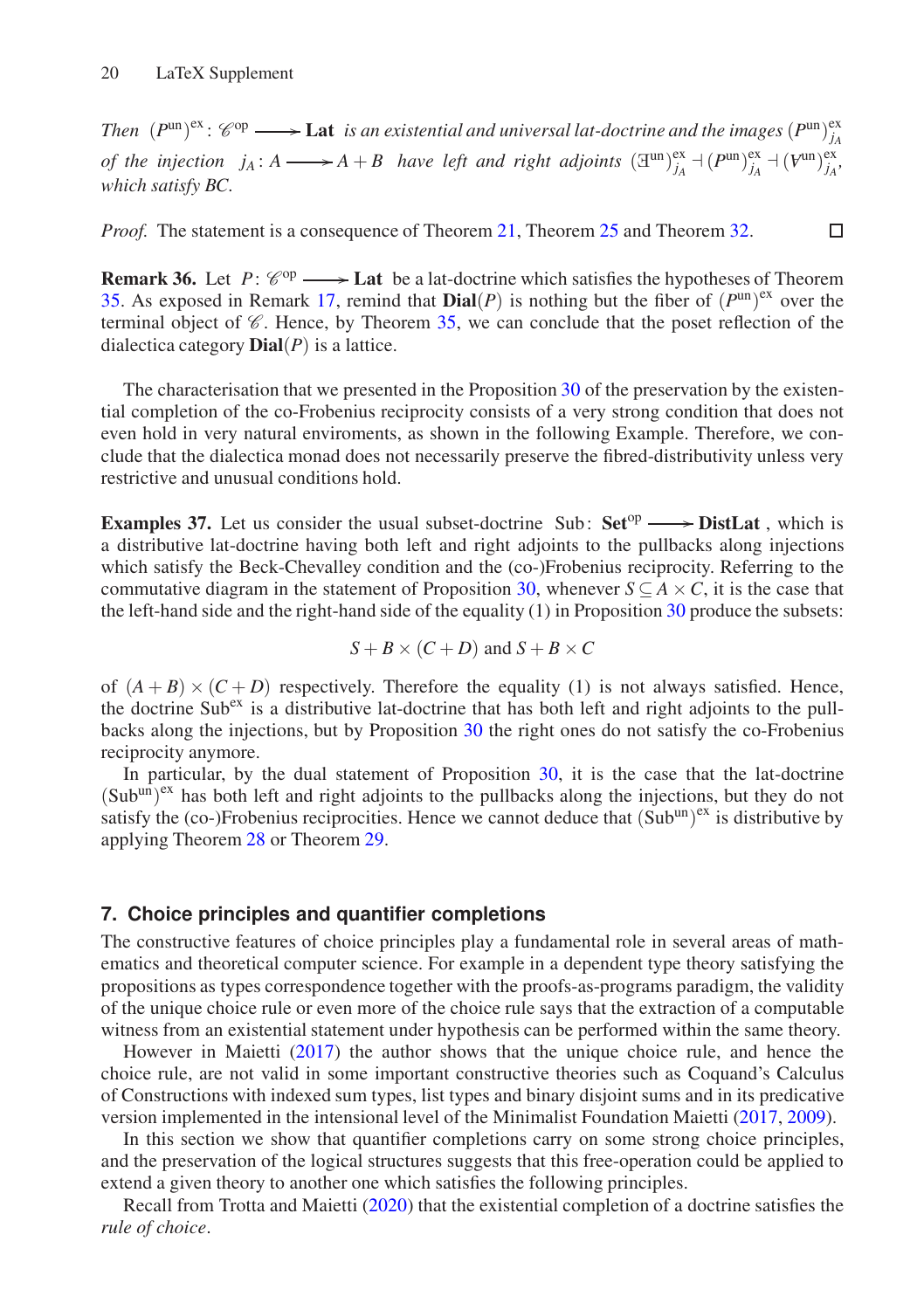*Then* $(P^{\mathrm{un}})^{\mathrm{ex}}\colon \mathscr{C}^{\mathrm{op}} \longrightarrow \mathbf{Lat}$ *is an existential and universal lat-doctrine and the images* $(P^{\mathrm{un}})^{\mathrm{ex}}_{j_A}$ *of the injection* $j_A\colon A \longrightarrow A+B$ *have left and right adjoints* $(\exists^{\mathrm{un}})^{\mathrm{ex}}_{j_A} \dashv (P^{\mathrm{un}})^{\mathrm{ex}}_{j_A} \dashv (\forall^{\mathrm{un}})^{\mathrm{ex}}_{j_A}$, *which satisfy BC.*

*Proof.* The statement is a consequence of Theorem 21, Theorem 25 and Theorem 32. □

**Remark 36.** Let $P\colon \mathscr{C}^{\mathrm{op}} \longrightarrow \mathbf{Lat}$ be a lat-doctrine which satisfies the hypotheses of Theorem 35. As exposed in Remark 17, remind that $\mathbf{Dial}(P)$ is nothing but the fiber of $(P^{\mathrm{un}})^{\mathrm{ex}}$ over the terminal object of $\mathscr{C}$. Hence, by Theorem 35, we can conclude that the poset reflection of the dialectica category $\mathbf{Dial}(P)$ is a lattice.

The characterisation that we presented in the Proposition 30 of the preservation by the existential completion of the co-Frobenius reciprocity consists of a very strong condition that does not even hold in very natural enviroments, as shown in the following Example. Therefore, we conclude that the dialectica monad does not necessarily preserve the fibred-distributivity unless very restrictive and unusual conditions hold.

**Examples 37.** Let us consider the usual subset-doctrine $\mathrm{Sub}\colon \mathbf{Set}^{\mathrm{op}} \longrightarrow \mathbf{DistLat}$, which is a distributive lat-doctrine having both left and right adjoints to the pullbacks along injections which satisfy the Beck-Chevalley condition and the (co-)Frobenius reciprocity. Referring to the commutative diagram in the statement of Proposition 30, whenever $S \subseteq A \times C$, it is the case that the left-hand side and the right-hand side of the equality (1) in Proposition 30 produce the subsets:

$$S + B \times (C+D) \text{ and } S + B \times C$$

of $(A+B)\times(C+D)$ respectively. Therefore the equality (1) is not always satisfied. Hence, the doctrine $\mathrm{Sub}^{\mathrm{ex}}$ is a distributive lat-doctrine that has both left and right adjoints to the pullbacks along the injections, but by Proposition 30 the right ones do not satisfy the co-Frobenius reciprocity anymore.

In particular, by the dual statement of Proposition 30, it is the case that the lat-doctrine $(\mathrm{Sub}^{\mathrm{un}})^{\mathrm{ex}}$ has both left and right adjoints to the pullbacks along the injections, but they do not satisfy the (co-)Frobenius reciprocities. Hence we cannot deduce that $(\mathrm{Sub}^{\mathrm{un}})^{\mathrm{ex}}$ is distributive by applying Theorem 28 or Theorem 29.

## 7. Choice principles and quantifier completions

The constructive features of choice principles play a fundamental role in several areas of mathematics and theoretical computer science. For example in a dependent type theory satisfying the propositions as types correspondence together with the proofs-as-programs paradigm, the validity of the unique choice rule or even more of the choice rule says that the extraction of a computable witness from an existential statement under hypothesis can be performed within the same theory.

However in Maietti (2017) the author shows that the unique choice rule, and hence the choice rule, are not valid in some important constructive theories such as Coquand's Calculus of Constructions with indexed sum types, list types and binary disjoint sums and in its predicative version implemented in the intensional level of the Minimalist Foundation Maietti (2017, 2009).

In this section we show that quantifier completions carry on some strong choice principles, and the preservation of the logical structures suggests that this free-operation could be applied to extend a given theory to another one which satisfies the following principles.

Recall from Trotta and Maietti (2020) that the existential completion of a doctrine satisfies the *rule of choice*.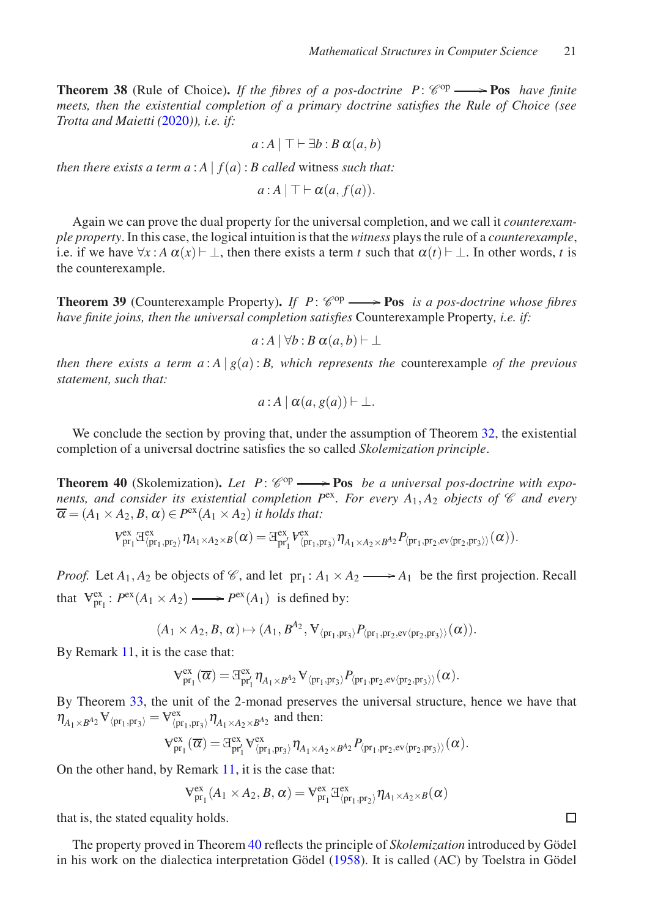**Theorem 38** (Rule of Choice)**.** *If the fibres of a pos-doctrine $P\colon \mathscr{C}^{\mathrm{op}} \longrightarrow \mathbf{Pos}$ have finite meets, then the existential completion of a primary doctrine satisfies the Rule of Choice (see Trotta and Maietti (2020)), i.e. if:*

$$a : A \mid \top \vdash \exists b : B\, \alpha(a, b)$$

*then there exists a term $a : A \mid f(a) : B$ called* witness *such that:*

$$a : A \mid \top \vdash \alpha(a, f(a)).$$

Again we can prove the dual property for the universal completion, and we call it *counterexample property*. In this case, the logical intuition is that the *witness* plays the rule of a *counterexample*, i.e. if we have $\forall x : A\, \alpha(x) \vdash \bot$, then there exists a term $t$ such that $\alpha(t) \vdash \bot$. In other words, $t$ is the counterexample.

**Theorem 39** (Counterexample Property)**.** *If $P\colon \mathscr{C}^{\mathrm{op}} \longrightarrow \mathbf{Pos}$ is a pos-doctrine whose fibres have finite joins, then the universal completion satisfies* Counterexample Property*, i.e. if:*

$$a : A \mid \forall b : B\, \alpha(a, b) \vdash \bot$$

*then there exists a term $a : A \mid g(a) : B$, which represents the* counterexample *of the previous statement, such that:*

$$a : A \mid \alpha(a, g(a)) \vdash \bot.$$

We conclude the section by proving that, under the assumption of Theorem 32, the existential completion of a universal doctrine satisfies the so called *Skolemization principle*.

**Theorem 40** (Skolemization)**.** *Let $P\colon \mathscr{C}^{\mathrm{op}} \longrightarrow \mathbf{Pos}$ be a universal pos-doctrine with exponents, and consider its existential completion $P^{\mathrm{ex}}$. For every $A_1, A_2$ objects of $\mathscr{C}$ and every $\overline{\alpha} = (A_1 \times A_2, B, \alpha) \in P^{\mathrm{ex}}(A_1 \times A_2)$ it holds that:*

$$\forall^{\mathrm{ex}}_{\mathrm{pr}_1} \exists^{\mathrm{ex}}_{\langle \mathrm{pr}_1, \mathrm{pr}_2\rangle} \eta_{A_1 \times A_2 \times B}(\alpha) = \exists^{\mathrm{ex}}_{\mathrm{pr}'_1} \forall^{\mathrm{ex}}_{\langle \mathrm{pr}_1, \mathrm{pr}_3\rangle} \eta_{A_1 \times A_2 \times B^{A_2}} P_{\langle \mathrm{pr}_1, \mathrm{pr}_2, \mathrm{ev}\langle \mathrm{pr}_2, \mathrm{pr}_3\rangle\rangle}(\alpha)).$$

*Proof.* Let $A_1, A_2$ be objects of $\mathscr{C}$, and let $\mathrm{pr}_1 \colon A_1 \times A_2 \longrightarrow A_1$ be the first projection. Recall that $\forall^{\mathrm{ex}}_{\mathrm{pr}_1} \colon P^{\mathrm{ex}}(A_1 \times A_2) \longrightarrow P^{\mathrm{ex}}(A_1)$ is defined by:

$$(A_1 \times A_2, B, \alpha) \mapsto (A_1, B^{A_2}, \forall_{\langle \mathrm{pr}_1, \mathrm{pr}_3\rangle} P_{\langle \mathrm{pr}_1, \mathrm{pr}_2, \mathrm{ev}\langle \mathrm{pr}_2, \mathrm{pr}_3\rangle\rangle}(\alpha)).$$

By Remark 11, it is the case that:

$$\forall^{\mathrm{ex}}_{\mathrm{pr}_1}(\overline{\alpha}) = \exists^{\mathrm{ex}}_{\mathrm{pr}'_1} \eta_{A_1 \times B^{A_2}} \forall_{\langle \mathrm{pr}_1, \mathrm{pr}_3\rangle} P_{\langle \mathrm{pr}_1, \mathrm{pr}_2, \mathrm{ev}\langle \mathrm{pr}_2, \mathrm{pr}_3\rangle\rangle}(\alpha).$$

By Theorem 33, the unit of the 2-monad preserves the universal structure, hence we have that $\eta_{A_1 \times B^{A_2}} \forall_{\langle \mathrm{pr}_1, \mathrm{pr}_3\rangle} = \forall^{\mathrm{ex}}_{\langle \mathrm{pr}_1, \mathrm{pr}_3\rangle} \eta_{A_1 \times A_2 \times B^{A_2}}$ and then:

$$\forall^{\mathrm{ex}}_{\mathrm{pr}_1}(\overline{\alpha}) = \exists^{\mathrm{ex}}_{\mathrm{pr}'_1} \forall^{\mathrm{ex}}_{\langle \mathrm{pr}_1, \mathrm{pr}_3\rangle} \eta_{A_1 \times A_2 \times B^{A_2}} P_{\langle \mathrm{pr}_1, \mathrm{pr}_2, \mathrm{ev}\langle \mathrm{pr}_2, \mathrm{pr}_3\rangle\rangle}(\alpha).$$

On the other hand, by Remark 11, it is the case that:

$$\forall^{\mathrm{ex}}_{\mathrm{pr}_1}(A_1 \times A_2, B, \alpha) = \forall^{\mathrm{ex}}_{\mathrm{pr}_1} \exists^{\mathrm{ex}}_{\langle \mathrm{pr}_1, \mathrm{pr}_2\rangle} \eta_{A_1 \times A_2 \times B}(\alpha)$$

that is, the stated equality holds. □

The property proved in Theorem 40 reflects the principle of *Skolemization* introduced by Gödel in his work on the dialectica interpretation Gödel (1958). It is called (AC) by Toelstra in Gödel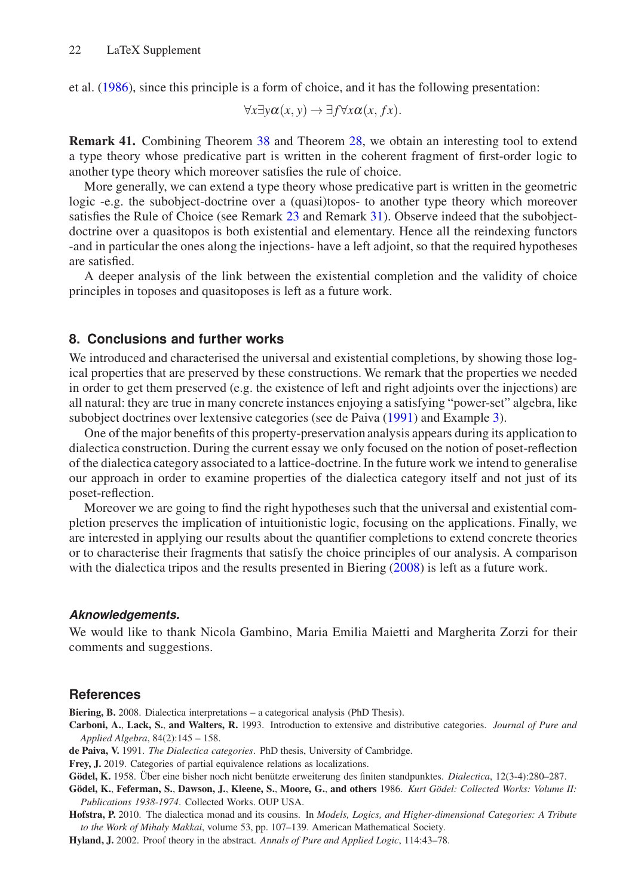et al. (1986), since this principle is a form of choice, and it has the following presentation:

$$\forall x \exists y \alpha(x, y) \rightarrow \exists f \forall x \alpha(x, fx).$$

**Remark 41.** Combining Theorem 38 and Theorem 28, we obtain an interesting tool to extend a type theory whose predicative part is written in the coherent fragment of first-order logic to another type theory which moreover satisfies the rule of choice.

More generally, we can extend a type theory whose predicative part is written in the geometric logic -e.g. the subobject-doctrine over a (quasi)topos- to another type theory which moreover satisfies the Rule of Choice (see Remark 23 and Remark 31). Observe indeed that the subobject-doctrine over a quasitopos is both existential and elementary. Hence all the reindexing functors -and in particular the ones along the injections- have a left adjoint, so that the required hypotheses are satisfied.

A deeper analysis of the link between the existential completion and the validity of choice principles in toposes and quasitoposes is left as a future work.

## 8. Conclusions and further works

We introduced and characterised the universal and existential completions, by showing those logical properties that are preserved by these constructions. We remark that the properties we needed in order to get them preserved (e.g. the existence of left and right adjoints over the injections) are all natural: they are true in many concrete instances enjoying a satisfying "power-set" algebra, like subobject doctrines over lextensive categories (see de Paiva (1991) and Example 3).

One of the major benefits of this property-preservation analysis appears during its application to dialectica construction. During the current essay we only focused on the notion of poset-reflection of the dialectica category associated to a lattice-doctrine. In the future work we intend to generalise our approach in order to examine properties of the dialectica category itself and not just of its poset-reflection.

Moreover we are going to find the right hypotheses such that the universal and existential completion preserves the implication of intuitionistic logic, focusing on the applications. Finally, we are interested in applying our results about the quantifier completions to extend concrete theories or to characterise their fragments that satisfy the choice principles of our analysis. A comparison with the dialectica tripos and the results presented in Biering (2008) is left as a future work.

### *Aknowledgements.*

We would like to thank Nicola Gambino, Maria Emilia Maietti and Margherita Zorzi for their comments and suggestions.

## References

**Biering, B.** 2008. Dialectica interpretations – a categorical analysis (PhD Thesis).

**Carboni, A., Lack, S., and Walters, R.** 1993. Introduction to extensive and distributive categories. *Journal of Pure and Applied Algebra*, 84(2):145 – 158.

**de Paiva, V.** 1991. *The Dialectica categories*. PhD thesis, University of Cambridge.

**Frey, J.** 2019. Categories of partial equivalence relations as localizations.

**Gödel, K.** 1958. Über eine bisher noch nicht benützte erweiterung des finiten standpunktes. *Dialectica*, 12(3-4):280–287.

**Gödel, K., Feferman, S., Dawson, J., Kleene, S., Moore, G., and others** 1986. *Kurt Gödel: Collected Works: Volume II: Publications 1938-1974*. Collected Works. OUP USA.

**Hofstra, P.** 2010. The dialectica monad and its cousins. In *Models, Logics, and Higher-dimensional Categories: A Tribute to the Work of Mihaly Makkai*, volume 53, pp. 107–139. American Mathematical Society.

**Hyland, J.** 2002. Proof theory in the abstract. *Annals of Pure and Applied Logic*, 114:43–78.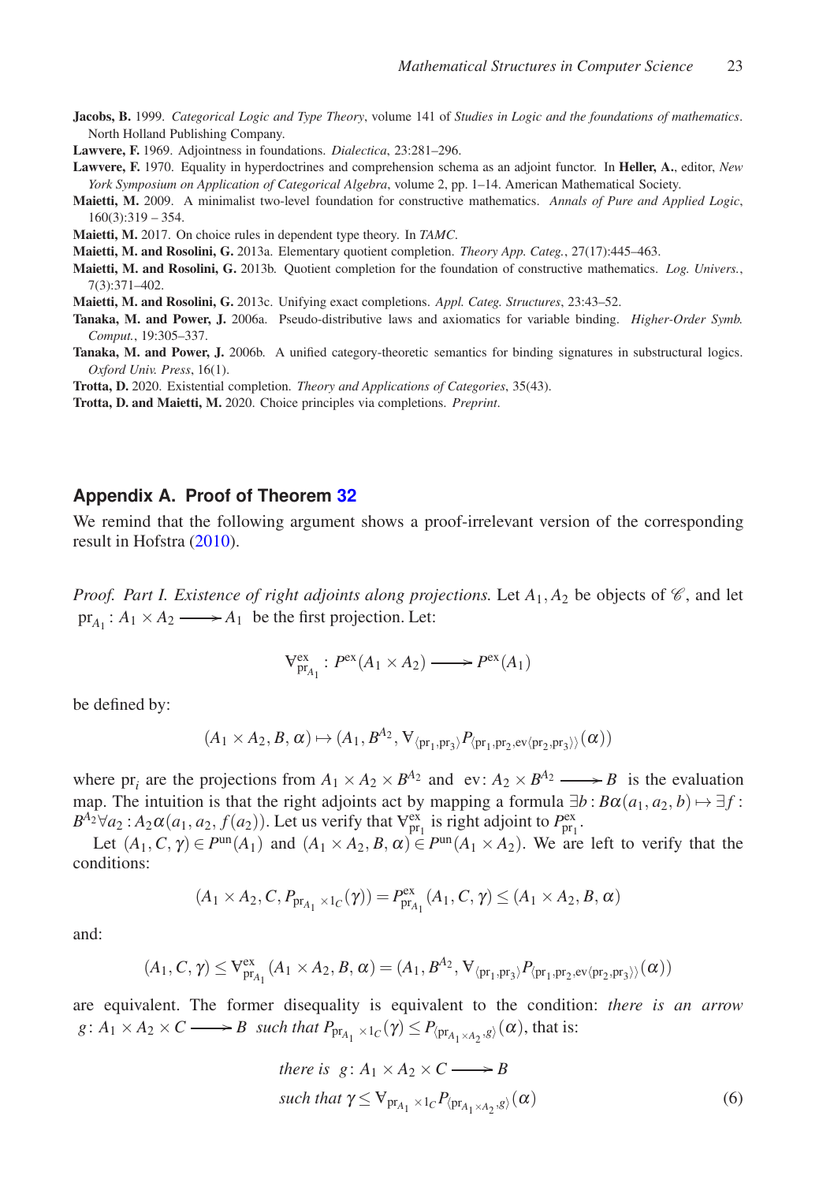**Jacobs, B.** 1999. *Categorical Logic and Type Theory*, volume 141 of *Studies in Logic and the foundations of mathematics*. North Holland Publishing Company.

**Lawvere, F.** 1969. Adjointness in foundations. *Dialectica*, 23:281–296.

**Lawvere, F.** 1970. Equality in hyperdoctrines and comprehension schema as an adjoint functor. In **Heller, A.**, editor, *New York Symposium on Application of Categorical Algebra*, volume 2, pp. 1–14. American Mathematical Society.

**Maietti, M.** 2009. A minimalist two-level foundation for constructive mathematics. *Annals of Pure and Applied Logic*, 160(3):319 – 354.

**Maietti, M.** 2017. On choice rules in dependent type theory. In *TAMC*.

**Maietti, M. and Rosolini, G.** 2013a. Elementary quotient completion. *Theory App. Categ.*, 27(17):445–463.

**Maietti, M. and Rosolini, G.** 2013b. Quotient completion for the foundation of constructive mathematics. *Log. Univers.*, 7(3):371–402.

**Maietti, M. and Rosolini, G.** 2013c. Unifying exact completions. *Appl. Categ. Structures*, 23:43–52.

**Tanaka, M. and Power, J.** 2006a. Pseudo-distributive laws and axiomatics for variable binding. *Higher-Order Symb. Comput.*, 19:305–337.

**Tanaka, M. and Power, J.** 2006b. A unified category-theoretic semantics for binding signatures in substructural logics. *Oxford Univ. Press*, 16(1).

**Trotta, D.** 2020. Existential completion. *Theory and Applications of Categories*, 35(43).

**Trotta, D. and Maietti, M.** 2020. Choice principles via completions. *Preprint*.

## Appendix A. Proof of Theorem 32

We remind that the following argument shows a proof-irrelevant version of the corresponding result in Hofstra (2010).

*Proof. Part I. Existence of right adjoints along projections.* Let $A_1, A_2$ be objects of $\mathscr{C}$, and let $\mathrm{pr}_{A_1}\colon A_1 \times A_2 \longrightarrow A_1$ be the first projection. Let:

$$\forall^{\mathrm{ex}}_{\mathrm{pr}_{A_1}} : P^{\mathrm{ex}}(A_1 \times A_2) \longrightarrow P^{\mathrm{ex}}(A_1)$$

be defined by:

$$(A_1 \times A_2, B, \alpha) \mapsto (A_1, B^{A_2}, \forall_{\langle \mathrm{pr}_1, \mathrm{pr}_3\rangle} P_{\langle \mathrm{pr}_1, \mathrm{pr}_2, \mathrm{ev}\langle \mathrm{pr}_2, \mathrm{pr}_3\rangle\rangle}(\alpha))$$

where $\mathrm{pr}_i$ are the projections from $A_1 \times A_2 \times B^{A_2}$ and $\mathrm{ev}\colon A_2 \times B^{A_2} \longrightarrow B$ is the evaluation map. The intuition is that the right adjoints act by mapping a formula $\exists b : B\alpha(a_1, a_2, b) \mapsto \exists f : B^{A_2}\forall a_2 : A_2\alpha(a_1, a_2, f(a_2))$. Let us verify that $\forall^{\mathrm{ex}}_{\mathrm{pr}_1}$ is right adjoint to $P^{\mathrm{ex}}_{\mathrm{pr}_1}$.

Let $(A_1, C, \gamma) \in P^{\mathrm{un}}(A_1)$ and $(A_1 \times A_2, B, \alpha) \in P^{\mathrm{un}}(A_1 \times A_2)$. We are left to verify that the conditions:

$$(A_1 \times A_2, C, P_{\mathrm{pr}_{A_1} \times 1_C}(\gamma)) = P^{\mathrm{ex}}_{\mathrm{pr}_{A_1}}(A_1, C, \gamma) \leq (A_1 \times A_2, B, \alpha)$$

and:

$$(A_1, C, \gamma) \leq \forall^{\mathrm{ex}}_{\mathrm{pr}_{A_1}}(A_1 \times A_2, B, \alpha) = (A_1, B^{A_2}, \forall_{\langle \mathrm{pr}_1, \mathrm{pr}_3\rangle} P_{\langle \mathrm{pr}_1, \mathrm{pr}_2, \mathrm{ev}\langle \mathrm{pr}_2, \mathrm{pr}_3\rangle\rangle}(\alpha))$$

are equivalent. The former disequality is equivalent to the condition: *there is an arrow* $g\colon A_1 \times A_2 \times C \longrightarrow B$ *such that* $P_{\mathrm{pr}_{A_1} \times 1_C}(\gamma) \leq P_{\langle \mathrm{pr}_{A_1 \times A_2}, g\rangle}(\alpha)$, that is:

$$\begin{aligned} &\textit{there is } \ g\colon A_1 \times A_2 \times C \longrightarrow B \\ &\textit{such that } \gamma \leq \forall_{\mathrm{pr}_{A_1} \times 1_C} P_{\langle \mathrm{pr}_{A_1 \times A_2}, g\rangle}(\alpha) \end{aligned} \tag{6}$$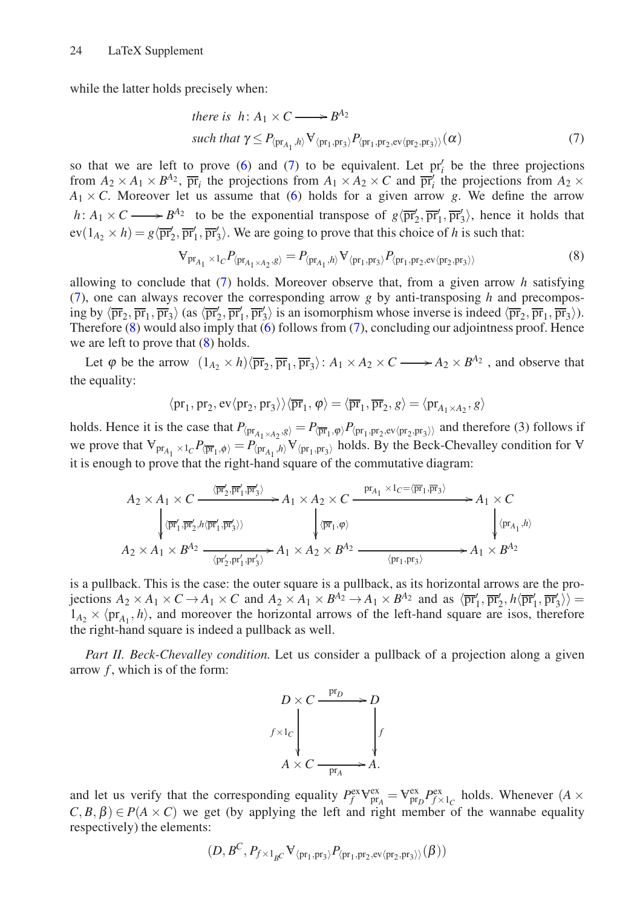while the latter holds precisely when:

$$\begin{aligned}&\textit{there is } \ h\colon A_1\times C \longrightarrow B^{A_2}\\ &\textit{such that } \gamma \leq P_{\langle \mathrm{pr}_{A_1},h\rangle}\forall_{\langle \mathrm{pr}_1,\mathrm{pr}_3\rangle}P_{\langle \mathrm{pr}_1,\mathrm{pr}_2,\mathrm{ev}\langle \mathrm{pr}_2,\mathrm{pr}_3\rangle\rangle}(\alpha)\end{aligned} \tag{7}$$

so that we are left to prove (6) and (7) to be equivalent. Let $\mathrm{pr}'_i$ be the three projections from $A_2\times A_1\times B^{A_2}$, $\overline{\mathrm{pr}}_i$ the projections from $A_1\times A_2\times C$ and $\overline{\mathrm{pr}}'_i$ the projections from $A_2\times A_1\times C$. Moreover let us assume that (6) holds for a given arrow $g$. We define the arrow $h\colon A_1\times C \longrightarrow B^{A_2}$ to be the exponential transpose of $g\langle \overline{\mathrm{pr}}'_2,\overline{\mathrm{pr}}'_1,\overline{\mathrm{pr}}'_3\rangle$, hence it holds that $\mathrm{ev}(1_{A_2}\times h) = g\langle \overline{\mathrm{pr}}'_2,\overline{\mathrm{pr}}'_1,\overline{\mathrm{pr}}'_3\rangle$. We are going to prove that this choice of $h$ is such that:

$$\forall_{\mathrm{pr}_{A_1}\times 1_C}P_{\langle \mathrm{pr}_{A_1\times A_2},g\rangle} = P_{\langle \mathrm{pr}_{A_1},h\rangle}\forall_{\langle \mathrm{pr}_1,\mathrm{pr}_3\rangle}P_{\langle \mathrm{pr}_1,\mathrm{pr}_2,\mathrm{ev}\langle \mathrm{pr}_2,\mathrm{pr}_3\rangle\rangle} \tag{8}$$

allowing to conclude that (7) holds. Moreover observe that, from a given arrow $h$ satisfying (7), one can always recover the corresponding arrow $g$ by anti-transposing $h$ and precomposing by $\langle \overline{\mathrm{pr}}_2,\overline{\mathrm{pr}}_1,\overline{\mathrm{pr}}_3\rangle$ (as $\langle \overline{\mathrm{pr}}'_2,\overline{\mathrm{pr}}'_1,\overline{\mathrm{pr}}'_3\rangle$ is an isomorphism whose inverse is indeed $\langle \overline{\mathrm{pr}}_2,\overline{\mathrm{pr}}_1,\overline{\mathrm{pr}}_3\rangle$). Therefore (8) would also imply that (6) follows from (7), concluding our adjointness proof. Hence we are left to prove that (8) holds.

Let $\varphi$ be the arrow $(1_{A_2}\times h)\langle \overline{\mathrm{pr}}_2,\overline{\mathrm{pr}}_1,\overline{\mathrm{pr}}_3\rangle\colon A_1\times A_2\times C \longrightarrow A_2\times B^{A_2}$, and observe that the equality:

$$\langle \mathrm{pr}_1,\mathrm{pr}_2,\mathrm{ev}\langle \mathrm{pr}_2,\mathrm{pr}_3\rangle\rangle\langle \overline{\mathrm{pr}}_1,\varphi\rangle = \langle \overline{\mathrm{pr}}_1,\overline{\mathrm{pr}}_2,g\rangle = \langle \mathrm{pr}_{A_1\times A_2},g\rangle$$

holds. Hence it is the case that $P_{\langle \mathrm{pr}_{A_1\times A_2},g\rangle} = P_{\langle \overline{\mathrm{pr}}_1,\varphi\rangle}P_{\langle \mathrm{pr}_1,\mathrm{pr}_2,\mathrm{ev}\langle \mathrm{pr}_2,\mathrm{pr}_3\rangle\rangle}$ and therefore (3) follows if we prove that $\forall_{\mathrm{pr}_{A_1}\times 1_C}P_{\langle \overline{\mathrm{pr}}_1,\phi\rangle} = P_{\langle \mathrm{pr}_{A_1},h\rangle}\forall_{\langle \mathrm{pr}_1,\mathrm{pr}_3\rangle}$ holds. By the Beck-Chevalley condition for $\forall$ it is enough to prove that the right-hand square of the commutative diagram:

$$\begin{array}{ccccc}
A_2\times A_1\times C & \xrightarrow{\langle \overline{\mathrm{pr}}'_2,\overline{\mathrm{pr}}'_1,\overline{\mathrm{pr}}'_3\rangle} & A_1\times A_2\times C & \xrightarrow{\mathrm{pr}_{A_1}\times 1_C=\langle \overline{\mathrm{pr}}_1,\overline{\mathrm{pr}}_3\rangle} & A_1\times C\\
\Big\downarrow{\scriptstyle \langle \overline{\mathrm{pr}}'_1,\overline{\mathrm{pr}}'_2,h\langle \overline{\mathrm{pr}}'_1,\overline{\mathrm{pr}}'_3\rangle\rangle} & & \Big\downarrow{\scriptstyle \langle \overline{\mathrm{pr}}_1,\varphi\rangle} & & \Big\downarrow{\scriptstyle \langle \mathrm{pr}_{A_1},h\rangle}\\
A_2\times A_1\times B^{A_2} & \xrightarrow[\langle \mathrm{pr}'_2,\mathrm{pr}'_1,\mathrm{pr}'_3\rangle]{} & A_1\times A_2\times B^{A_2} & \xrightarrow[\langle \mathrm{pr}_1,\mathrm{pr}_3\rangle]{} & A_1\times B^{A_2}
\end{array}$$

is a pullback. This is the case: the outer square is a pullback, as its horizontal arrows are the projections $A_2\times A_1\times C\to A_1\times C$ and $A_2\times A_1\times B^{A_2}\to A_1\times B^{A_2}$ and as $\langle \overline{\mathrm{pr}}'_1,\overline{\mathrm{pr}}'_2,h\langle \overline{\mathrm{pr}}'_1,\overline{\mathrm{pr}}'_3\rangle\rangle = 1_{A_2}\times\langle \mathrm{pr}_{A_1},h\rangle$, and moreover the horizontal arrows of the left-hand square are isos, therefore the right-hand square is indeed a pullback as well.

*Part II. Beck-Chevalley condition.* Let us consider a pullback of a projection along a given arrow $f$, which is of the form:

$$\begin{array}{ccc}
D\times C & \xrightarrow{\mathrm{pr}_D} & D\\
\Big\downarrow{\scriptstyle f\times 1_C} & & \Big\downarrow{\scriptstyle f}\\
A\times C & \xrightarrow[\mathrm{pr}_A]{} & A.
\end{array}$$

and let us verify that the corresponding equality $P^{\mathrm{ex}}_f\forall^{\mathrm{ex}}_{\mathrm{pr}_A} = \forall^{\mathrm{ex}}_{\mathrm{pr}_D}P^{\mathrm{ex}}_{f\times 1_C}$ holds. Whenever $(A\times C,B,\beta)\in P(A\times C)$ we get (by applying the left and right member of the wannabe equality respectively) the elements:

$$(D,B^C,P_{f\times 1_{B^C}}\forall_{\langle \mathrm{pr}_1,\mathrm{pr}_3\rangle}P_{\langle \mathrm{pr}_1,\mathrm{pr}_2,\mathrm{ev}\langle \mathrm{pr}_2,\mathrm{pr}_3\rangle\rangle}(\beta))$$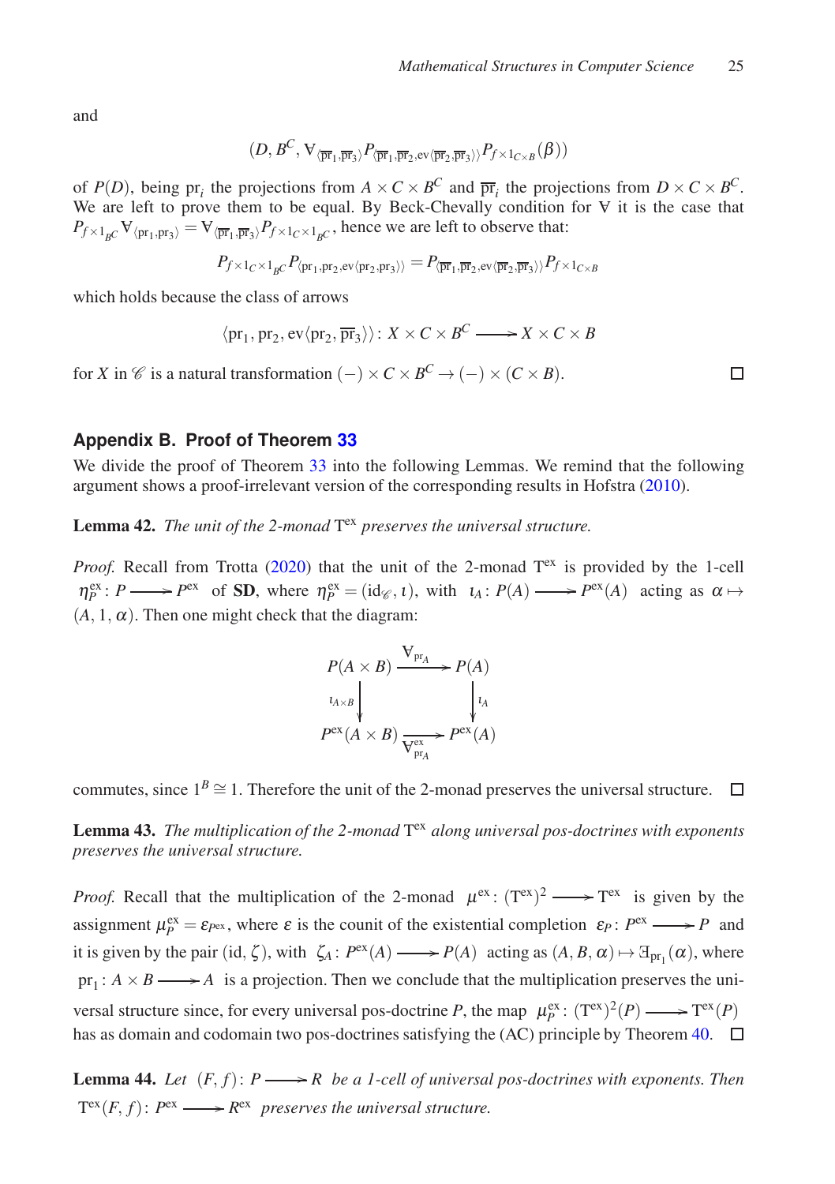and

$$(D, B^C, \forall_{\langle \overline{\mathrm{pr}}_1, \overline{\mathrm{pr}}_3 \rangle} P_{\langle \overline{\mathrm{pr}}_1, \overline{\mathrm{pr}}_2, \mathrm{ev}\langle \overline{\mathrm{pr}}_2, \overline{\mathrm{pr}}_3 \rangle\rangle} P_{f \times 1_{C \times B}}(\beta))$$

of $P(D)$, being $\mathrm{pr}_i$ the projections from $A \times C \times B^C$ and $\overline{\mathrm{pr}}_i$ the projections from $D \times C \times B^C$. We are left to prove them to be equal. By Beck-Chevally condition for $\forall$ it is the case that $P_{f \times 1_{B^C}} \forall_{\langle \mathrm{pr}_1, \mathrm{pr}_3 \rangle} = \forall_{\langle \overline{\mathrm{pr}}_1, \overline{\mathrm{pr}}_3 \rangle} P_{f \times 1_C \times 1_{B^C}}$, hence we are left to observe that:

$$P_{f \times 1_C \times 1_{B^C}} P_{\langle \mathrm{pr}_1, \mathrm{pr}_2, \mathrm{ev}\langle \mathrm{pr}_2, \mathrm{pr}_3 \rangle\rangle} = P_{\langle \overline{\mathrm{pr}}_1, \overline{\mathrm{pr}}_2, \mathrm{ev}\langle \overline{\mathrm{pr}}_2, \overline{\mathrm{pr}}_3 \rangle\rangle} P_{f \times 1_{C \times B}}$$

which holds because the class of arrows

$$\langle \mathrm{pr}_1, \mathrm{pr}_2, \mathrm{ev}\langle \mathrm{pr}_2, \overline{\mathrm{pr}}_3 \rangle\rangle : X \times C \times B^C \longrightarrow X \times C \times B$$

for $X$ in $\mathscr{C}$ is a natural transformation $(-) \times C \times B^C \to (-) \times (C \times B)$. □

## Appendix B. Proof of Theorem 33

We divide the proof of Theorem 33 into the following Lemmas. We remind that the following argument shows a proof-irrelevant version of the corresponding results in Hofstra (2010).

**Lemma 42.** *The unit of the 2-monad* $\mathrm{T}^{\mathrm{ex}}$ *preserves the universal structure.*

*Proof.* Recall from Trotta (2020) that the unit of the 2-monad $\mathrm{T}^{\mathrm{ex}}$ is provided by the 1-cell $\eta^{\mathrm{ex}}_P : P \longrightarrow P^{\mathrm{ex}}$ of **SD**, where $\eta^{\mathrm{ex}}_P = (\mathrm{id}_{\mathscr{C}}, \iota)$, with $\iota_A : P(A) \longrightarrow P^{\mathrm{ex}}(A)$ acting as $\alpha \mapsto (A, 1, \alpha)$. Then one might check that the diagram:

$$\begin{array}{ccc} P(A \times B) & \xrightarrow{\forall_{\mathrm{pr}_A}} & P(A) \\ \downarrow{\scriptstyle \iota_{A \times B}} & & \downarrow{\scriptstyle \iota_A} \\ P^{\mathrm{ex}}(A \times B) & \xrightarrow[\forall^{\mathrm{ex}}_{\mathrm{pr}_A}]{} & P^{\mathrm{ex}}(A) \end{array}$$

commutes, since $1^B \cong 1$. Therefore the unit of the 2-monad preserves the universal structure. □

**Lemma 43.** *The multiplication of the 2-monad* $\mathrm{T}^{\mathrm{ex}}$ *along universal pos-doctrines with exponents preserves the universal structure.*

*Proof.* Recall that the multiplication of the 2-monad $\mu^{\mathrm{ex}} : (\mathrm{T}^{\mathrm{ex}})^2 \longrightarrow \mathrm{T}^{\mathrm{ex}}$ is given by the assignment $\mu^{\mathrm{ex}}_P = \varepsilon_{P^{\mathrm{ex}}}$, where $\varepsilon$ is the counit of the existential completion $\varepsilon_P : P^{\mathrm{ex}} \longrightarrow P$ and it is given by the pair $(\mathrm{id}, \zeta)$, with $\zeta_A : P^{\mathrm{ex}}(A) \longrightarrow P(A)$ acting as $(A, B, \alpha) \mapsto \exists_{\mathrm{pr}_1}(\alpha)$, where $\mathrm{pr}_1 : A \times B \longrightarrow A$ is a projection. Then we conclude that the multiplication preserves the universal structure since, for every universal pos-doctrine $P$, the map $\mu^{\mathrm{ex}}_P : (\mathrm{T}^{\mathrm{ex}})^2(P) \longrightarrow \mathrm{T}^{\mathrm{ex}}(P)$ has as domain and codomain two pos-doctrines satisfying the (AC) principle by Theorem 40. □

**Lemma 44.** *Let* $(F, f) : P \longrightarrow R$ *be a 1-cell of universal pos-doctrines with exponents. Then* $\mathrm{T}^{\mathrm{ex}}(F, f) : P^{\mathrm{ex}} \longrightarrow R^{\mathrm{ex}}$ *preserves the universal structure.*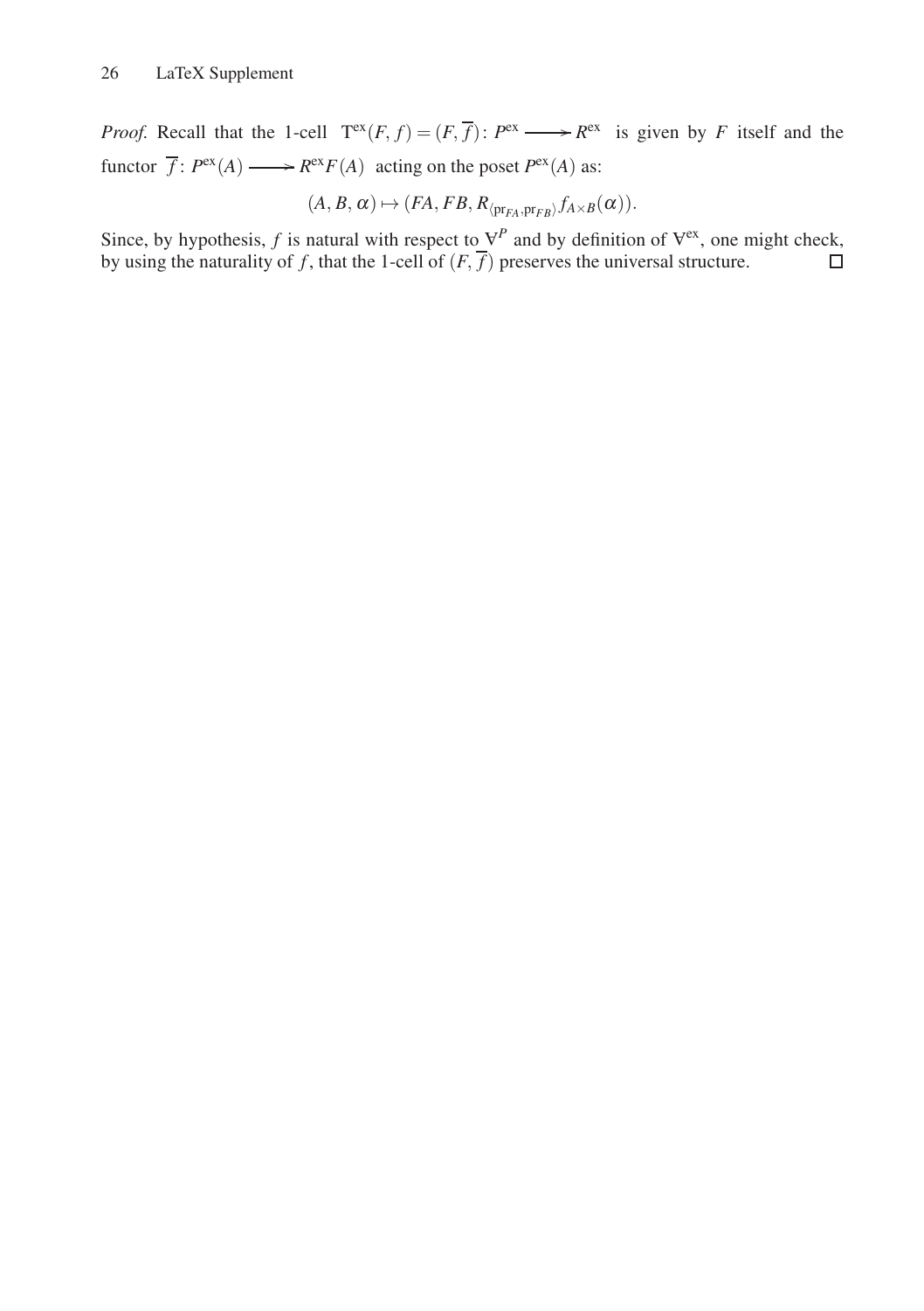*Proof.* Recall that the 1-cell $\mathrm{T}^{\mathrm{ex}}(F, f) = (F, \overline{f})\colon P^{\mathrm{ex}} \longrightarrow R^{\mathrm{ex}}$ is given by $F$ itself and the functor $\overline{f}\colon P^{\mathrm{ex}}(A) \longrightarrow R^{\mathrm{ex}}F(A)$ acting on the poset $P^{\mathrm{ex}}(A)$ as:

$$(A, B, \alpha) \mapsto (FA, FB, R_{\langle \mathrm{pr}_{FA}, \mathrm{pr}_{FB} \rangle} f_{A\times B}(\alpha)).$$

Since, by hypothesis, $f$ is natural with respect to $\forall^{P}$ and by definition of $\forall^{\mathrm{ex}}$, one might check, by using the naturality of $f$, that the 1-cell of $(F, \overline{f})$ preserves the universal structure. □